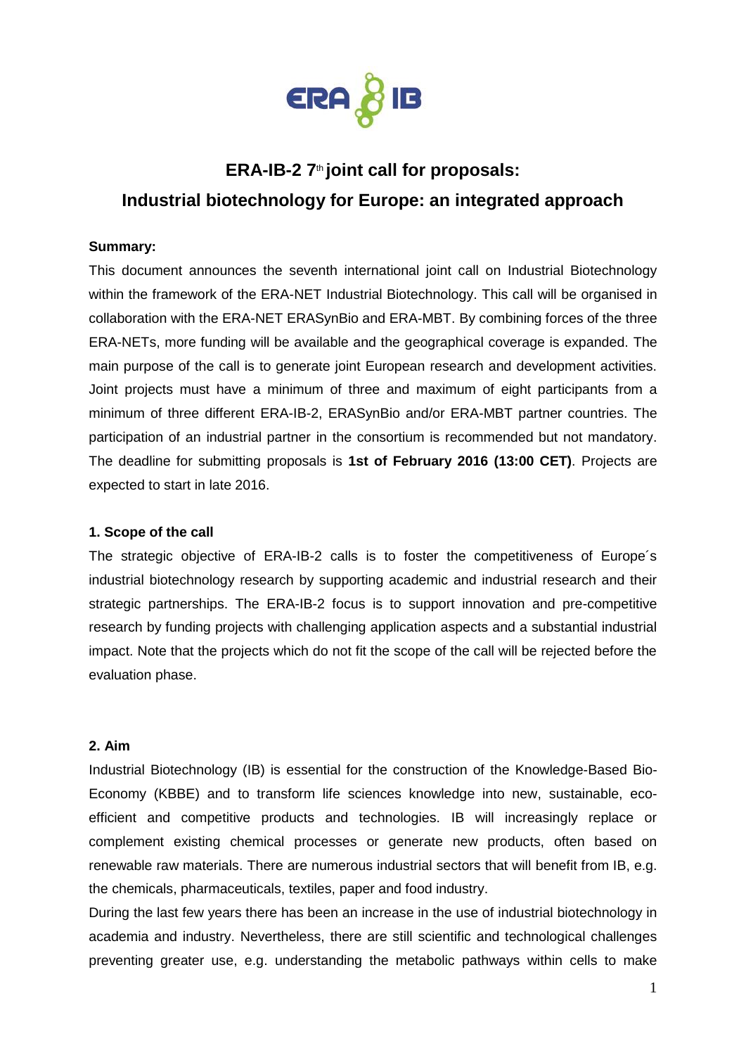# ERA-IB-2 7th joint call for proposals:
# Industrial biotechnology for Europe: an integrated approach

**Summary:**

This document announces the seventh international joint call on Industrial Biotechnology within the framework of the ERA-NET Industrial Biotechnology. This call will be organised in collaboration with the ERA-NET ERASynBio and ERA-MBT. By combining forces of the three ERA-NETs, more funding will be available and the geographical coverage is expanded. The main purpose of the call is to generate joint European research and development activities. Joint projects must have a minimum of three and maximum of eight participants from a minimum of three different ERA-IB-2, ERASynBio and/or ERA-MBT partner countries. The participation of an industrial partner in the consortium is recommended but not mandatory. The deadline for submitting proposals is **1st of February 2016 (13:00 CET)**. Projects are expected to start in late 2016.

## 1. Scope of the call

The strategic objective of ERA-IB-2 calls is to foster the competitiveness of Europe´s industrial biotechnology research by supporting academic and industrial research and their strategic partnerships. The ERA-IB-2 focus is to support innovation and pre-competitive research by funding projects with challenging application aspects and a substantial industrial impact. Note that the projects which do not fit the scope of the call will be rejected before the evaluation phase.

## 2. Aim

Industrial Biotechnology (IB) is essential for the construction of the Knowledge-Based Bio-Economy (KBBE) and to transform life sciences knowledge into new, sustainable, eco-efficient and competitive products and technologies. IB will increasingly replace or complement existing chemical processes or generate new products, often based on renewable raw materials. There are numerous industrial sectors that will benefit from IB, e.g. the chemicals, pharmaceuticals, textiles, paper and food industry.

During the last few years there has been an increase in the use of industrial biotechnology in academia and industry. Nevertheless, there are still scientific and technological challenges preventing greater use, e.g. understanding the metabolic pathways within cells to make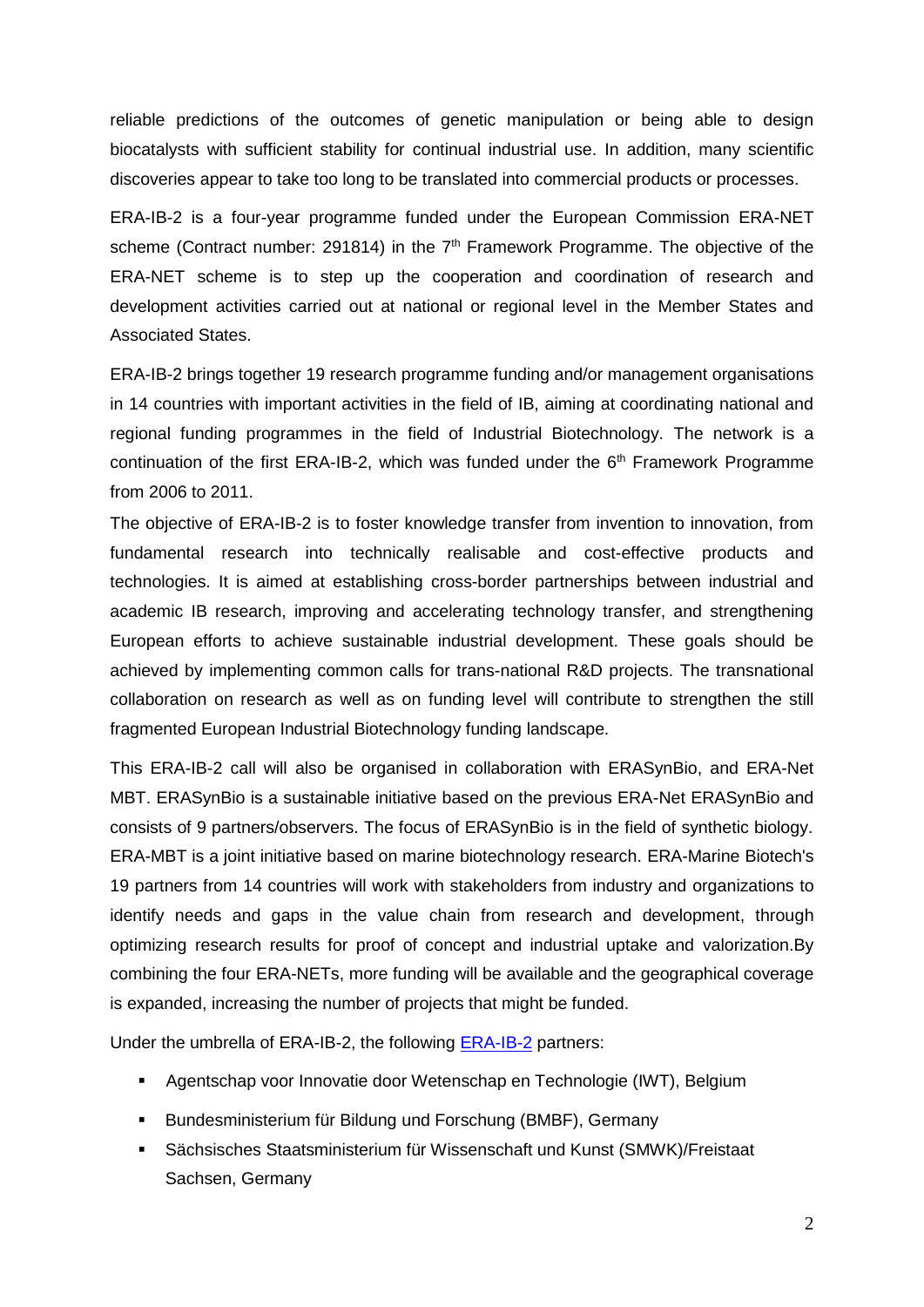reliable predictions of the outcomes of genetic manipulation or being able to design biocatalysts with sufficient stability for continual industrial use. In addition, many scientific discoveries appear to take too long to be translated into commercial products or processes.

ERA-IB-2 is a four-year programme funded under the European Commission ERA-NET scheme (Contract number: 291814) in the 7th Framework Programme. The objective of the ERA-NET scheme is to step up the cooperation and coordination of research and development activities carried out at national or regional level in the Member States and Associated States.

ERA-IB-2 brings together 19 research programme funding and/or management organisations in 14 countries with important activities in the field of IB, aiming at coordinating national and regional funding programmes in the field of Industrial Biotechnology. The network is a continuation of the first ERA-IB-2, which was funded under the 6th Framework Programme from 2006 to 2011.

The objective of ERA-IB-2 is to foster knowledge transfer from invention to innovation, from fundamental research into technically realisable and cost-effective products and technologies. It is aimed at establishing cross-border partnerships between industrial and academic IB research, improving and accelerating technology transfer, and strengthening European efforts to achieve sustainable industrial development. These goals should be achieved by implementing common calls for trans-national R&D projects. The transnational collaboration on research as well as on funding level will contribute to strengthen the still fragmented European Industrial Biotechnology funding landscape.

This ERA-IB-2 call will also be organised in collaboration with ERASynBio, and ERA-Net MBT. ERASynBio is a sustainable initiative based on the previous ERA-Net ERASynBio and consists of 9 partners/observers. The focus of ERASynBio is in the field of synthetic biology. ERA-MBT is a joint initiative based on marine biotechnology research. ERA-Marine Biotech's 19 partners from 14 countries will work with stakeholders from industry and organizations to identify needs and gaps in the value chain from research and development, through optimizing research results for proof of concept and industrial uptake and valorization.By combining the four ERA-NETs, more funding will be available and the geographical coverage is expanded, increasing the number of projects that might be funded.

Under the umbrella of ERA-IB-2, the following ERA-IB-2 partners:

- Agentschap voor Innovatie door Wetenschap en Technologie (IWT), Belgium
- Bundesministerium für Bildung und Forschung (BMBF), Germany
- Sächsisches Staatsministerium für Wissenschaft und Kunst (SMWK)/Freistaat Sachsen, Germany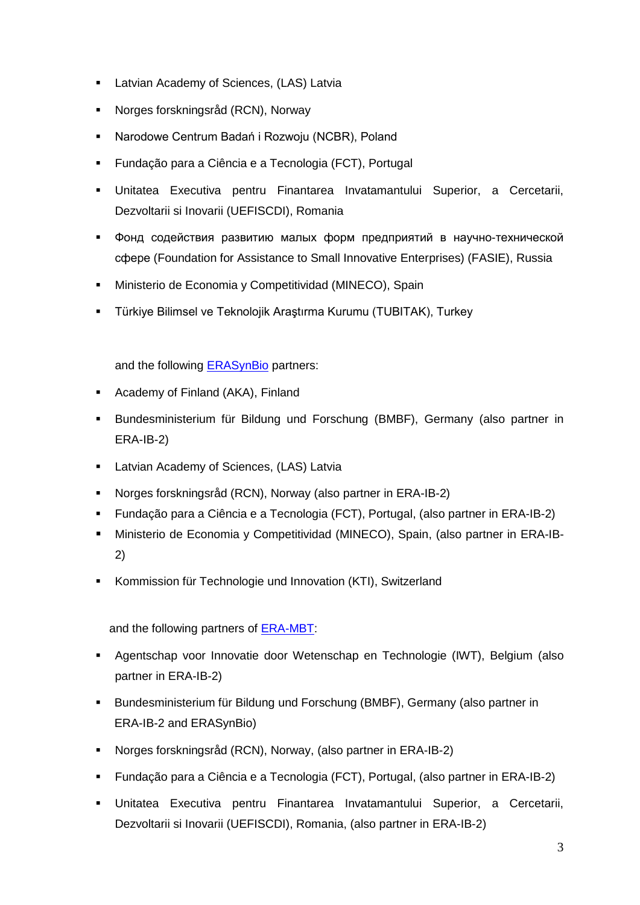- Latvian Academy of Sciences, (LAS) Latvia
- Norges forskningsråd (RCN), Norway
- Narodowe Centrum Badań i Rozwoju (NCBR), Poland
- Fundação para a Ciência e a Tecnologia (FCT), Portugal
- Unitatea Executiva pentru Finantarea Invatamantului Superior, a Cercetarii, Dezvoltarii si Inovarii (UEFISCDI), Romania
- Фонд содействия развитию малых форм предприятий в научно-технической сфере (Foundation for Assistance to Small Innovative Enterprises) (FASIE), Russia
- Ministerio de Economia y Competitividad (MINECO), Spain
- Türkiye Bilimsel ve Teknolojik Araştırma Kurumu (TUBITAK), Turkey

and the following ERASynBio partners:

- Academy of Finland (AKA), Finland
- Bundesministerium für Bildung und Forschung (BMBF), Germany (also partner in ERA-IB-2)
- Latvian Academy of Sciences, (LAS) Latvia
- Norges forskningsråd (RCN), Norway (also partner in ERA-IB-2)
- Fundação para a Ciência e a Tecnologia (FCT), Portugal, (also partner in ERA-IB-2)
- Ministerio de Economia y Competitividad (MINECO), Spain, (also partner in ERA-IB-2)
- Kommission für Technologie und Innovation (KTI), Switzerland

and the following partners of ERA-MBT:

- Agentschap voor Innovatie door Wetenschap en Technologie (IWT), Belgium (also partner in ERA-IB-2)
- Bundesministerium für Bildung und Forschung (BMBF), Germany (also partner in ERA-IB-2 and ERASynBio)
- Norges forskningsråd (RCN), Norway, (also partner in ERA-IB-2)
- Fundação para a Ciência e a Tecnologia (FCT), Portugal, (also partner in ERA-IB-2)
- Unitatea Executiva pentru Finantarea Invatamantului Superior, a Cercetarii, Dezvoltarii si Inovarii (UEFISCDI), Romania, (also partner in ERA-IB-2)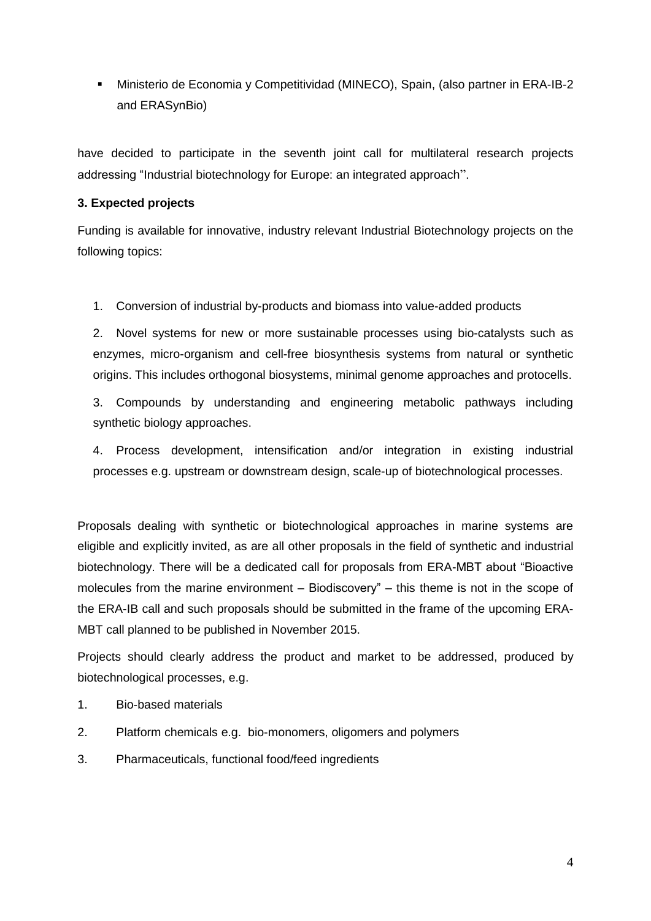- Ministerio de Economia y Competitividad (MINECO), Spain, (also partner in ERA-IB-2 and ERASynBio)

have decided to participate in the seventh joint call for multilateral research projects addressing "Industrial biotechnology for Europe: an integrated approach".

### 3. Expected projects

Funding is available for innovative, industry relevant Industrial Biotechnology projects on the following topics:

1. Conversion of industrial by-products and biomass into value-added products
2. Novel systems for new or more sustainable processes using bio-catalysts such as enzymes, micro-organism and cell-free biosynthesis systems from natural or synthetic origins. This includes orthogonal biosystems, minimal genome approaches and protocells.
3. Compounds by understanding and engineering metabolic pathways including synthetic biology approaches.
4. Process development, intensification and/or integration in existing industrial processes e.g. upstream or downstream design, scale-up of biotechnological processes.

Proposals dealing with synthetic or biotechnological approaches in marine systems are eligible and explicitly invited, as are all other proposals in the field of synthetic and industrial biotechnology. There will be a dedicated call for proposals from ERA-MBT about "Bioactive molecules from the marine environment – Biodiscovery" – this theme is not in the scope of the ERA-IB call and such proposals should be submitted in the frame of the upcoming ERA-MBT call planned to be published in November 2015.

Projects should clearly address the product and market to be addressed, produced by biotechnological processes, e.g.

1. Bio-based materials
2. Platform chemicals e.g. bio-monomers, oligomers and polymers
3. Pharmaceuticals, functional food/feed ingredients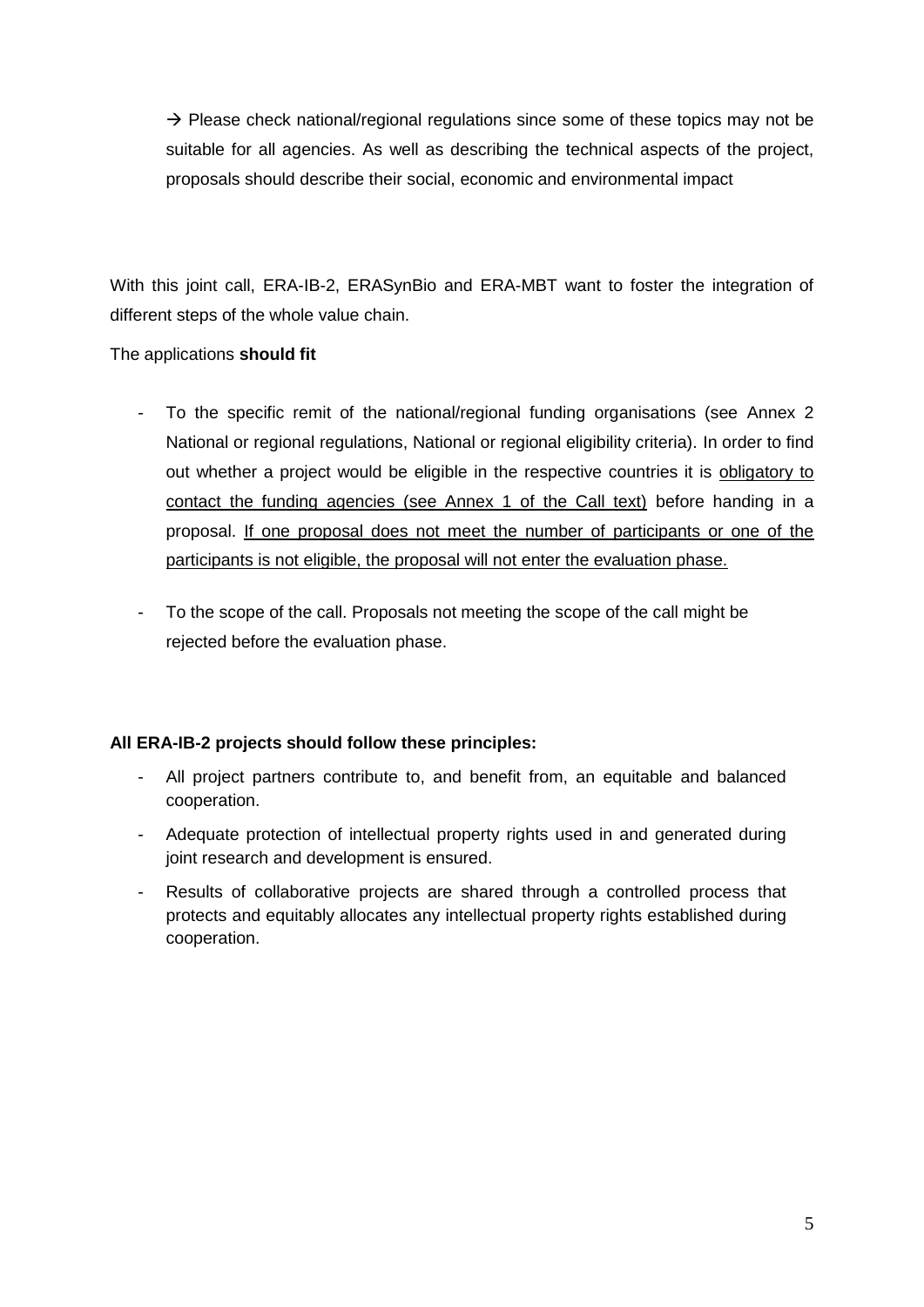→ Please check national/regional regulations since some of these topics may not be suitable for all agencies. As well as describing the technical aspects of the project, proposals should describe their social, economic and environmental impact

With this joint call, ERA-IB-2, ERASynBio and ERA-MBT want to foster the integration of different steps of the whole value chain.

The applications **should fit**

- To the specific remit of the national/regional funding organisations (see Annex 2 National or regional regulations, National or regional eligibility criteria). In order to find out whether a project would be eligible in the respective countries it is obligatory to contact the funding agencies (see Annex 1 of the Call text) before handing in a proposal. If one proposal does not meet the number of participants or one of the participants is not eligible, the proposal will not enter the evaluation phase.
- To the scope of the call. Proposals not meeting the scope of the call might be rejected before the evaluation phase.

**All ERA-IB-2 projects should follow these principles:**

- All project partners contribute to, and benefit from, an equitable and balanced cooperation.
- Adequate protection of intellectual property rights used in and generated during joint research and development is ensured.
- Results of collaborative projects are shared through a controlled process that protects and equitably allocates any intellectual property rights established during cooperation.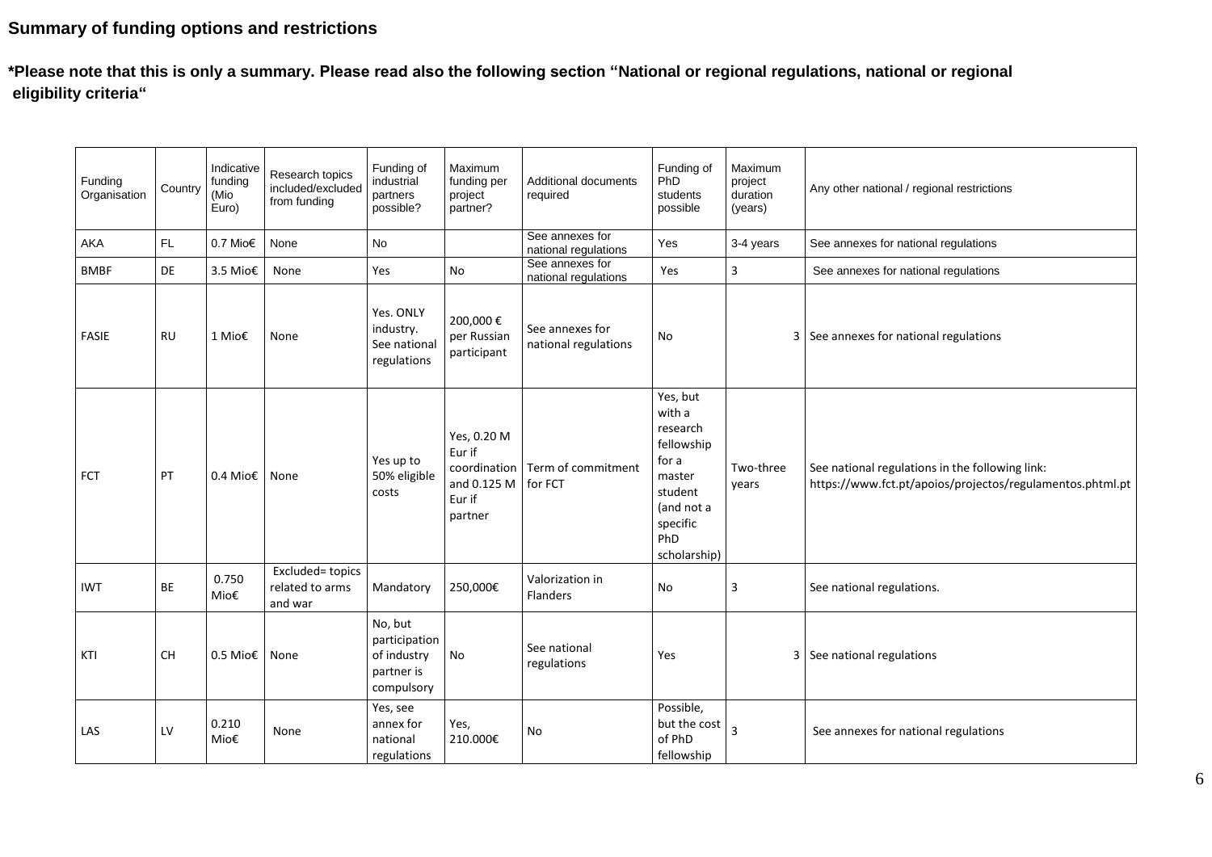## Summary of funding options and restrictions

**\*Please note that this is only a summary. Please read also the following section "National or regional regulations, national or regional eligibility criteria"**

| Funding Organisation | Country | Indicative funding (Mio Euro) | Research topics included/excluded from funding | Funding of industrial partners possible? | Maximum funding per project partner? | Additional documents required | Funding of PhD students possible | Maximum project duration (years) | Any other national / regional restrictions |
|---|---|---|---|---|---|---|---|---|---|
| AKA | FL | 0.7 Mio€ | None | No | | See annexes for national regulations | Yes | 3-4 years | See annexes for national regulations |
| BMBF | DE | 3.5 Mio€ | None | Yes | No | See annexes for national regulations | Yes | 3 | See annexes for national regulations |
| FASIE | RU | 1 Mio€ | None | Yes. ONLY industry. See national regulations | 200,000 € per Russian participant | See annexes for national regulations | No | 3 | See annexes for national regulations |
| FCT | PT | 0.4 Mio€ | None | Yes up to 50% eligible costs | Yes, 0.20 M Eur if coordination and 0.125 M Eur if partner | Term of commitment for FCT | Yes, but with a research fellowship for a master student (and not a specific PhD scholarship) | Two-three years | See national regulations in the following link: https://www.fct.pt/apoios/projectos/regulamentos.phtml.pt |
| IWT | BE | 0.750 Mio€ | Excluded= topics related to arms and war | Mandatory | 250,000€ | Valorization in Flanders | No | 3 | See national regulations. |
| KTI | CH | 0.5 Mio€ | None | No, but participation of industry partner is compulsory | No | See national regulations | Yes | 3 | See national regulations |
| LAS | LV | 0.210 Mio€ | None | Yes, see annex for national regulations | Yes, 210.000€ | No | Possible, but the cost of PhD fellowship | 3 | See annexes for national regulations |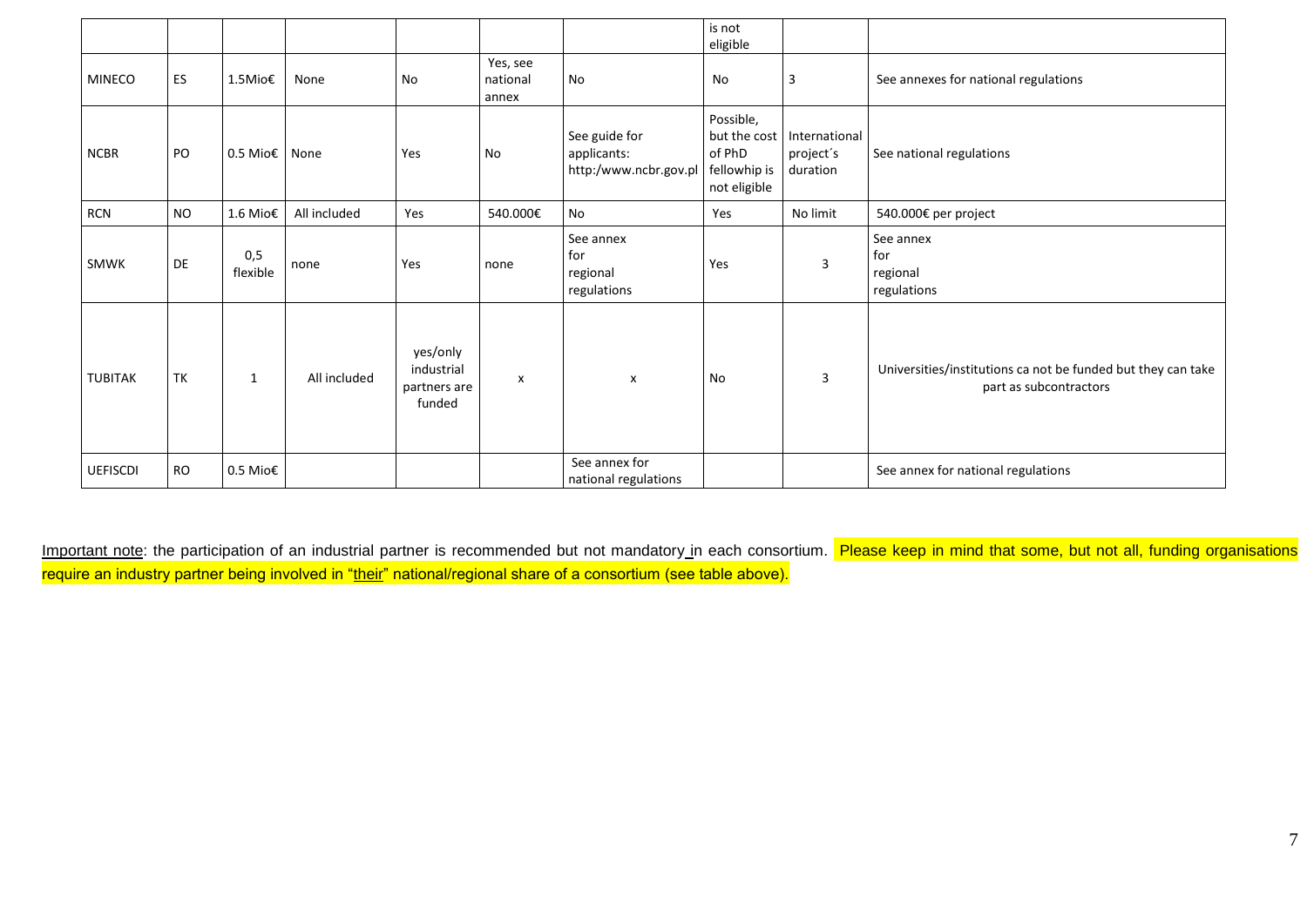| | | | | | | | | | |
|---|---|---|---|---|---|---|---|---|---|
| | | | | | | | is not eligible | | |
| MINECO | ES | 1.5Mio€ | None | No | Yes, see national annex | No | No | 3 | See annexes for national regulations |
| NCBR | PO | 0.5 Mio€ | None | Yes | No | See guide for applicants: http:/www.ncbr.gov.pl | Possible, but the cost of PhD fellowhip is not eligible | International project´s duration | See national regulations |
| RCN | NO | 1.6 Mio€ | All included | Yes | 540.000€ | No | Yes | No limit | 540.000€ per project |
| SMWK | DE | 0,5 flexible | none | Yes | none | See annex for regional regulations | Yes | 3 | See annex for regional regulations |
| TUBITAK | TK | 1 | All included | yes/only industrial partners are funded | x | x | No | 3 | Universities/institutions ca not be funded but they can take part as subcontractors |
| UEFISCDI | RO | 0.5 Mio€ | | | | See annex for national regulations | | | See annex for national regulations |

Important note: the participation of an industrial partner is recommended but not mandatory in each consortium. Please keep in mind that some, but not all, funding organisations require an industry partner being involved in "their" national/regional share of a consortium (see table above).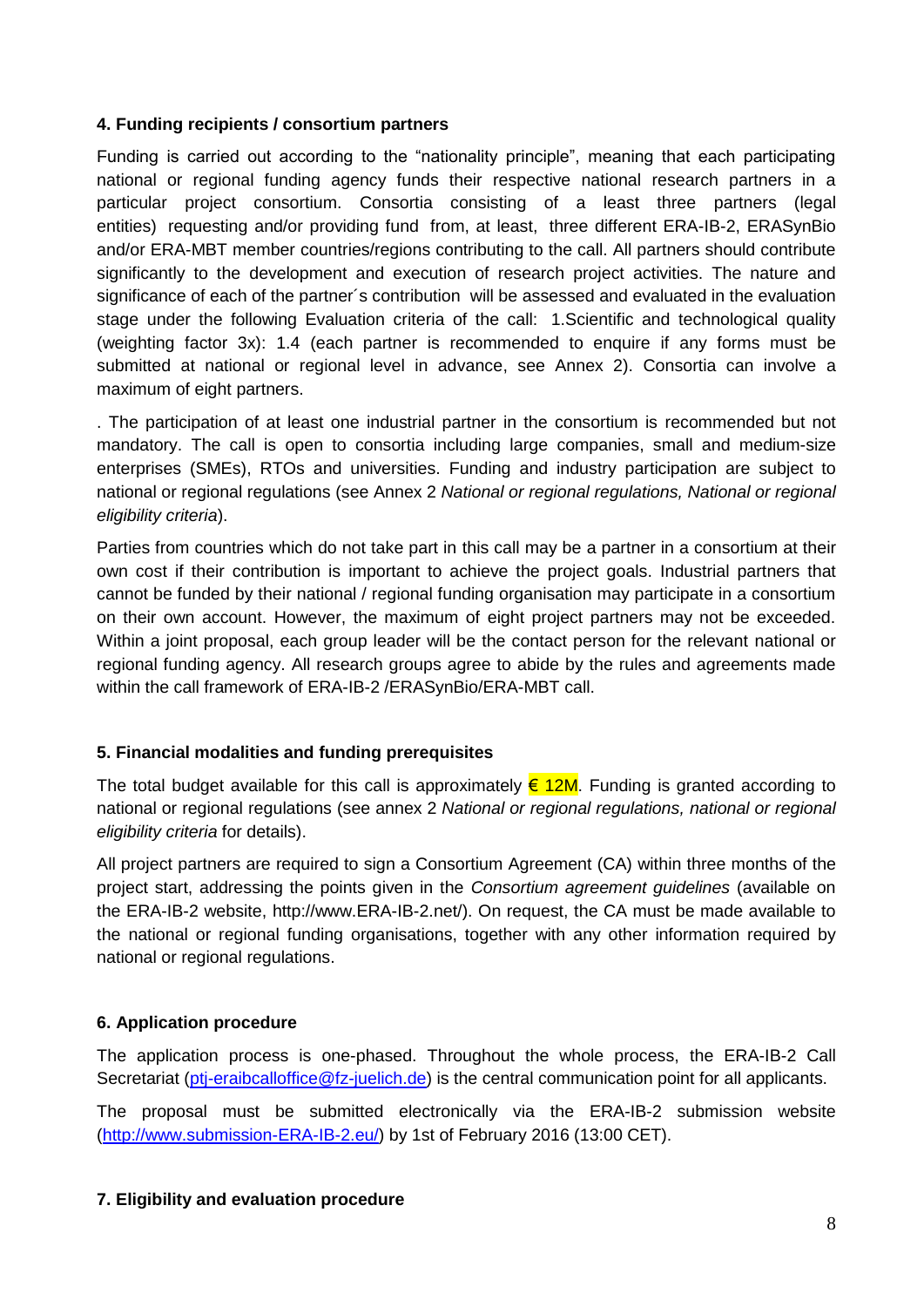### 4. Funding recipients / consortium partners

Funding is carried out according to the "nationality principle", meaning that each participating national or regional funding agency funds their respective national research partners in a particular project consortium. Consortia consisting of a least three partners (legal entities) requesting and/or providing fund from, at least, three different ERA-IB-2, ERASynBio and/or ERA-MBT member countries/regions contributing to the call. All partners should contribute significantly to the development and execution of research project activities. The nature and significance of each of the partner´s contribution will be assessed and evaluated in the evaluation stage under the following Evaluation criteria of the call: 1.Scientific and technological quality (weighting factor 3x): 1.4 (each partner is recommended to enquire if any forms must be submitted at national or regional level in advance, see Annex 2). Consortia can involve a maximum of eight partners.

. The participation of at least one industrial partner in the consortium is recommended but not mandatory. The call is open to consortia including large companies, small and medium-size enterprises (SMEs), RTOs and universities. Funding and industry participation are subject to national or regional regulations (see Annex 2 *National or regional regulations, National or regional eligibility criteria*).

Parties from countries which do not take part in this call may be a partner in a consortium at their own cost if their contribution is important to achieve the project goals. Industrial partners that cannot be funded by their national / regional funding organisation may participate in a consortium on their own account. However, the maximum of eight project partners may not be exceeded. Within a joint proposal, each group leader will be the contact person for the relevant national or regional funding agency. All research groups agree to abide by the rules and agreements made within the call framework of ERA-IB-2 /ERASynBio/ERA-MBT call.

### 5. Financial modalities and funding prerequisites

The total budget available for this call is approximately € 12M. Funding is granted according to national or regional regulations (see annex 2 *National or regional regulations, national or regional eligibility criteria* for details).

All project partners are required to sign a Consortium Agreement (CA) within three months of the project start, addressing the points given in the *Consortium agreement guidelines* (available on the ERA-IB-2 website, http://www.ERA-IB-2.net/). On request, the CA must be made available to the national or regional funding organisations, together with any other information required by national or regional regulations.

### 6. Application procedure

The application process is one-phased. Throughout the whole process, the ERA-IB-2 Call Secretariat (ptj-eraibcalloffice@fz-juelich.de) is the central communication point for all applicants.

The proposal must be submitted electronically via the ERA-IB-2 submission website (http://www.submission-ERA-IB-2.eu/) by 1st of February 2016 (13:00 CET).

### 7. Eligibility and evaluation procedure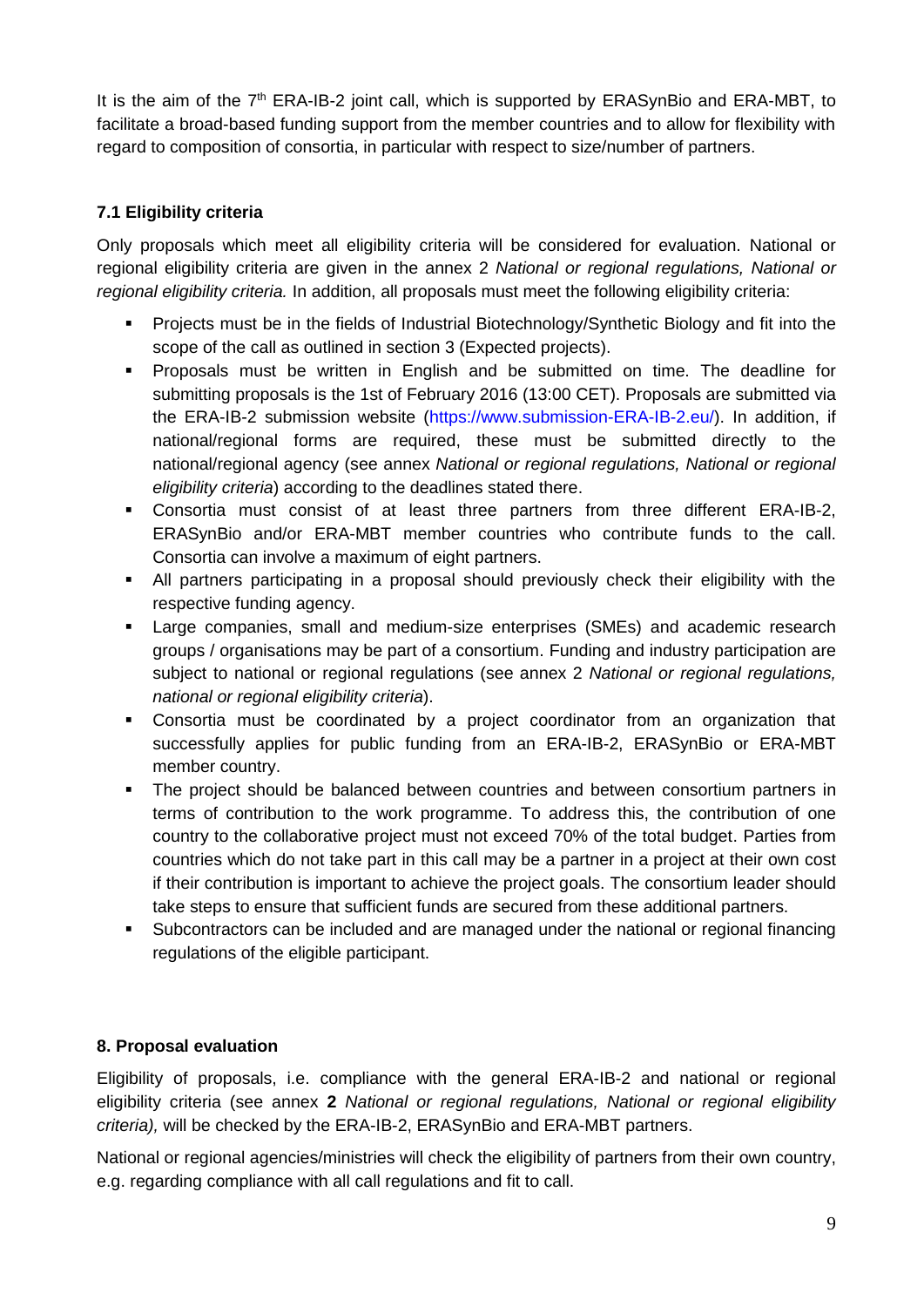It is the aim of the 7[th] ERA-IB-2 joint call, which is supported by ERASynBio and ERA-MBT, to facilitate a broad-based funding support from the member countries and to allow for flexibility with regard to composition of consortia, in particular with respect to size/number of partners.

### 7.1 Eligibility criteria

Only proposals which meet all eligibility criteria will be considered for evaluation. National or regional eligibility criteria are given in the annex 2 *National or regional regulations, National or regional eligibility criteria.* In addition, all proposals must meet the following eligibility criteria:

- Projects must be in the fields of Industrial Biotechnology/Synthetic Biology and fit into the scope of the call as outlined in section 3 (Expected projects).
- Proposals must be written in English and be submitted on time. The deadline for submitting proposals is the 1st of February 2016 (13:00 CET). Proposals are submitted via the ERA-IB-2 submission website (https://www.submission-ERA-IB-2.eu/). In addition, if national/regional forms are required, these must be submitted directly to the national/regional agency (see annex *National or regional regulations, National or regional eligibility criteria*) according to the deadlines stated there.
- Consortia must consist of at least three partners from three different ERA-IB-2, ERASynBio and/or ERA-MBT member countries who contribute funds to the call. Consortia can involve a maximum of eight partners.
- All partners participating in a proposal should previously check their eligibility with the respective funding agency.
- Large companies, small and medium-size enterprises (SMEs) and academic research groups / organisations may be part of a consortium. Funding and industry participation are subject to national or regional regulations (see annex 2 *National or regional regulations, national or regional eligibility criteria*).
- Consortia must be coordinated by a project coordinator from an organization that successfully applies for public funding from an ERA-IB-2, ERASynBio or ERA-MBT member country.
- The project should be balanced between countries and between consortium partners in terms of contribution to the work programme. To address this, the contribution of one country to the collaborative project must not exceed 70% of the total budget. Parties from countries which do not take part in this call may be a partner in a project at their own cost if their contribution is important to achieve the project goals. The consortium leader should take steps to ensure that sufficient funds are secured from these additional partners.
- Subcontractors can be included and are managed under the national or regional financing regulations of the eligible participant.

## 8. Proposal evaluation

Eligibility of proposals, i.e. compliance with the general ERA-IB-2 and national or regional eligibility criteria (see annex **2** *National or regional regulations, National or regional eligibility criteria),* will be checked by the ERA-IB-2, ERASynBio and ERA-MBT partners.

National or regional agencies/ministries will check the eligibility of partners from their own country, e.g. regarding compliance with all call regulations and fit to call.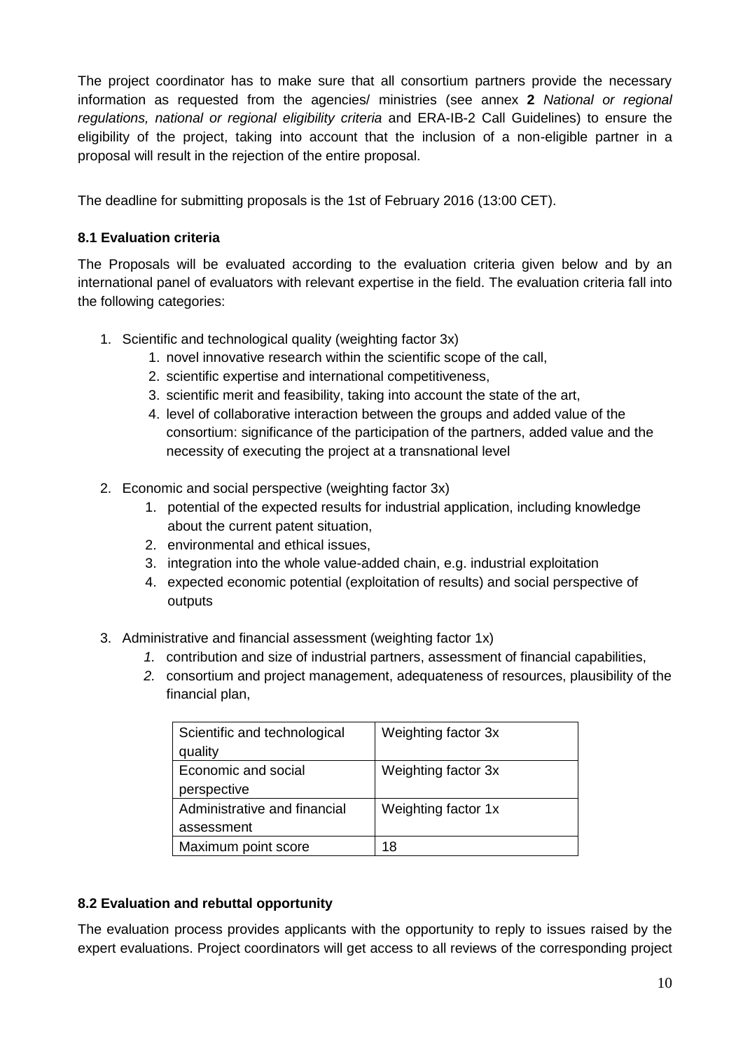The project coordinator has to make sure that all consortium partners provide the necessary information as requested from the agencies/ ministries (see annex **2** *National or regional regulations, national or regional eligibility criteria* and ERA-IB-2 Call Guidelines) to ensure the eligibility of the project, taking into account that the inclusion of a non-eligible partner in a proposal will result in the rejection of the entire proposal.

The deadline for submitting proposals is the 1st of February 2016 (13:00 CET).

### 8.1 Evaluation criteria

The Proposals will be evaluated according to the evaluation criteria given below and by an international panel of evaluators with relevant expertise in the field. The evaluation criteria fall into the following categories:

1. Scientific and technological quality (weighting factor 3x)
    1. novel innovative research within the scientific scope of the call,
    2. scientific expertise and international competitiveness,
    3. scientific merit and feasibility, taking into account the state of the art,
    4. level of collaborative interaction between the groups and added value of the consortium: significance of the participation of the partners, added value and the necessity of executing the project at a transnational level
2. Economic and social perspective (weighting factor 3x)
    1. potential of the expected results for industrial application, including knowledge about the current patent situation,
    2. environmental and ethical issues,
    3. integration into the whole value-added chain, e.g. industrial exploitation
    4. expected economic potential (exploitation of results) and social perspective of outputs
3. Administrative and financial assessment (weighting factor 1x)
    1. *contribution and size of industrial partners, assessment of financial capabilities,*
    2. *consortium and project management, adequateness of resources, plausibility of the financial plan,*

| Scientific and technological quality | Weighting factor 3x |
|---|---|
| Economic and social perspective | Weighting factor 3x |
| Administrative and financial assessment | Weighting factor 1x |
| Maximum point score | 18 |

### 8.2 Evaluation and rebuttal opportunity

The evaluation process provides applicants with the opportunity to reply to issues raised by the expert evaluations. Project coordinators will get access to all reviews of the corresponding project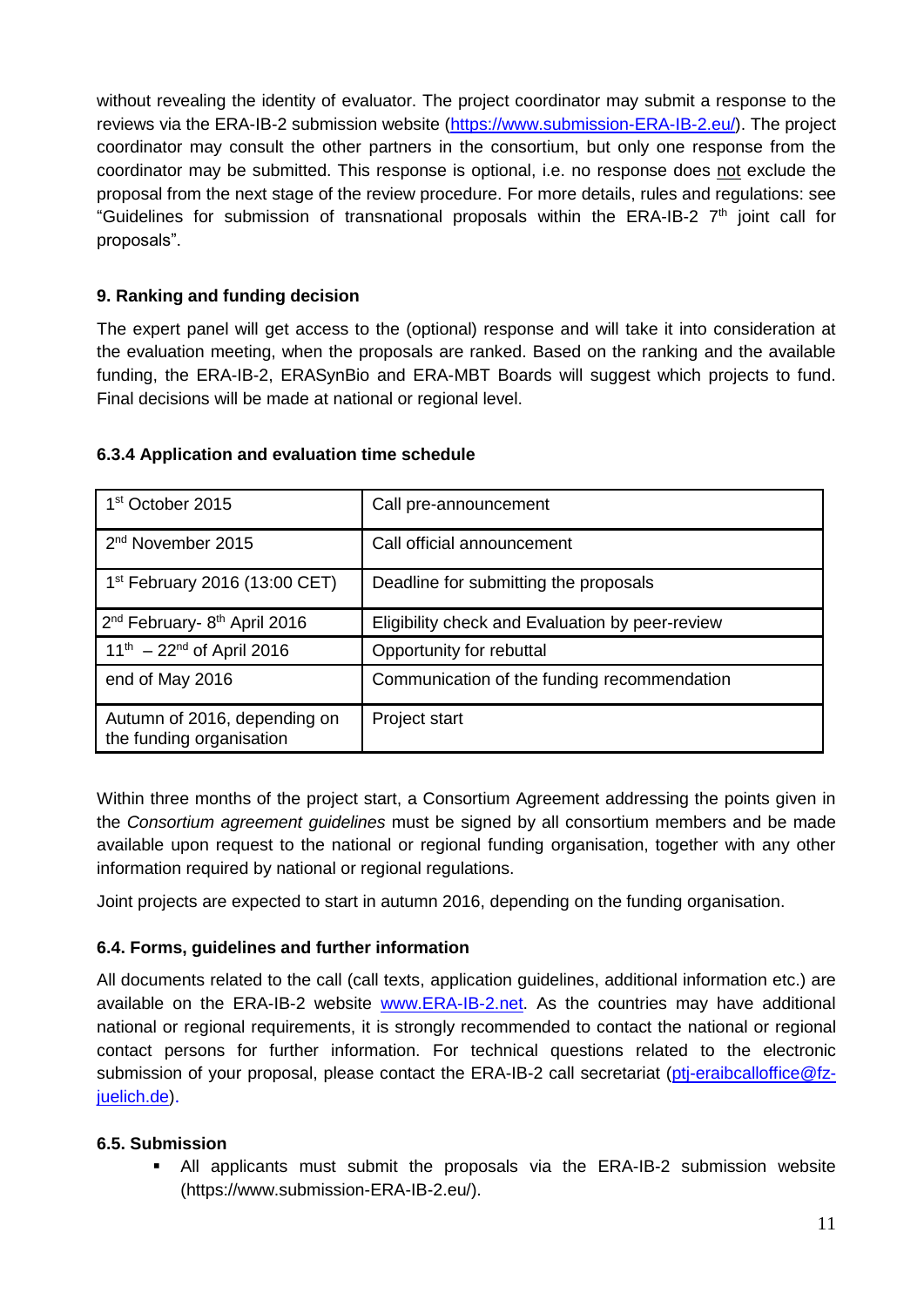without revealing the identity of evaluator. The project coordinator may submit a response to the reviews via the ERA-IB-2 submission website (https://www.submission-ERA-IB-2.eu/). The project coordinator may consult the other partners in the consortium, but only one response from the coordinator may be submitted. This response is optional, i.e. no response does not exclude the proposal from the next stage of the review procedure. For more details, rules and regulations: see "Guidelines for submission of transnational proposals within the ERA-IB-2 7th joint call for proposals".

**9. Ranking and funding decision**

The expert panel will get access to the (optional) response and will take it into consideration at the evaluation meeting, when the proposals are ranked. Based on the ranking and the available funding, the ERA-IB-2, ERASynBio and ERA-MBT Boards will suggest which projects to fund. Final decisions will be made at national or regional level.

### 6.3.4 Application and evaluation time schedule

| | |
|---|---|
| 1st October 2015 | Call pre-announcement |
| 2nd November 2015 | Call official announcement |
| 1st February 2016 (13:00 CET) | Deadline for submitting the proposals |
| 2nd February- 8th April 2016 | Eligibility check and Evaluation by peer-review |
| 11th – 22nd of April 2016 | Opportunity for rebuttal |
| end of May 2016 | Communication of the funding recommendation |
| Autumn of 2016, depending on the funding organisation | Project start |

Within three months of the project start, a Consortium Agreement addressing the points given in the *Consortium agreement guidelines* must be signed by all consortium members and be made available upon request to the national or regional funding organisation, together with any other information required by national or regional regulations.

Joint projects are expected to start in autumn 2016, depending on the funding organisation.

### 6.4. Forms, guidelines and further information

All documents related to the call (call texts, application guidelines, additional information etc.) are available on the ERA-IB-2 website www.ERA-IB-2.net. As the countries may have additional national or regional requirements, it is strongly recommended to contact the national or regional contact persons for further information. For technical questions related to the electronic submission of your proposal, please contact the ERA-IB-2 call secretariat (ptj-eraibcalloffice@fz-juelich.de).

### 6.5. Submission

- All applicants must submit the proposals via the ERA-IB-2 submission website (https://www.submission-ERA-IB-2.eu/).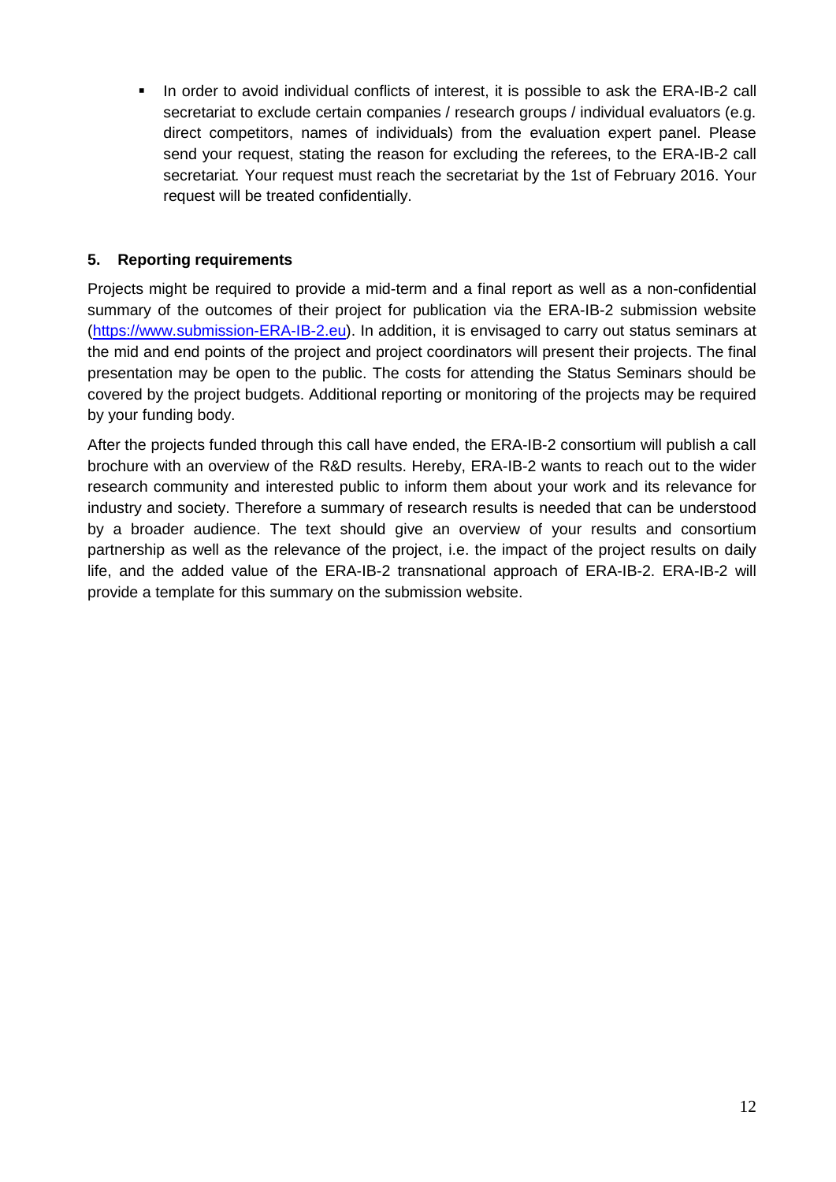- In order to avoid individual conflicts of interest, it is possible to ask the ERA-IB-2 call secretariat to exclude certain companies / research groups / individual evaluators (e.g. direct competitors, names of individuals) from the evaluation expert panel. Please send your request, stating the reason for excluding the referees, to the ERA-IB-2 call secretariat*.* Your request must reach the secretariat by the 1st of February 2016. Your request will be treated confidentially.

## 5. Reporting requirements

Projects might be required to provide a mid-term and a final report as well as a non-confidential summary of the outcomes of their project for publication via the ERA-IB-2 submission website (https://www.submission-ERA-IB-2.eu). In addition, it is envisaged to carry out status seminars at the mid and end points of the project and project coordinators will present their projects. The final presentation may be open to the public. The costs for attending the Status Seminars should be covered by the project budgets. Additional reporting or monitoring of the projects may be required by your funding body.

After the projects funded through this call have ended, the ERA-IB-2 consortium will publish a call brochure with an overview of the R&D results. Hereby, ERA-IB-2 wants to reach out to the wider research community and interested public to inform them about your work and its relevance for industry and society. Therefore a summary of research results is needed that can be understood by a broader audience. The text should give an overview of your results and consortium partnership as well as the relevance of the project, i.e. the impact of the project results on daily life, and the added value of the ERA-IB-2 transnational approach of ERA-IB-2. ERA-IB-2 will provide a template for this summary on the submission website.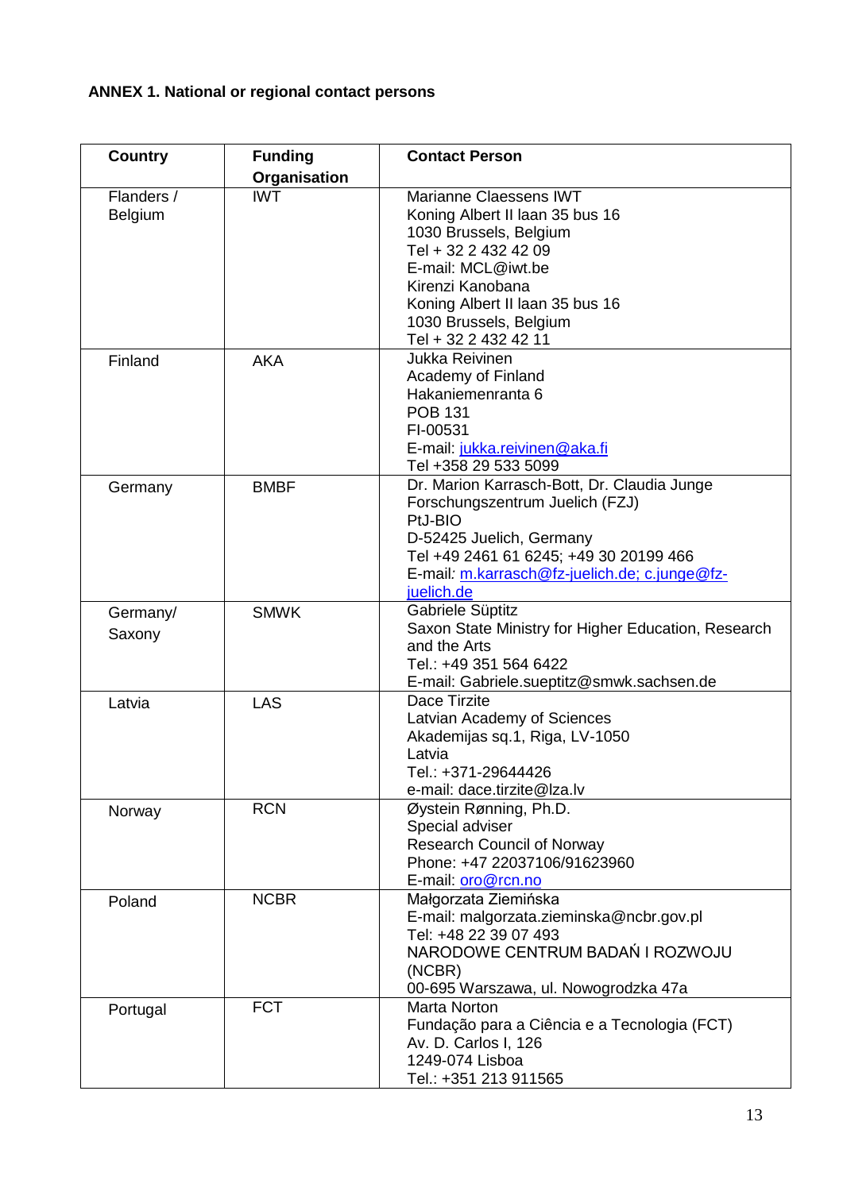**ANNEX 1. National or regional contact persons**

| Country | Funding Organisation | Contact Person |
| --- | --- | --- |
| Flanders / Belgium | IWT | Marianne Claessens IWT<br>Koning Albert II laan 35 bus 16<br>1030 Brussels, Belgium<br>Tel + 32 2 432 42 09<br>E-mail: MCL@iwt.be<br>Kirenzi Kanobana<br>Koning Albert II laan 35 bus 16<br>1030 Brussels, Belgium<br>Tel + 32 2 432 42 11 |
| Finland | AKA | Jukka Reivinen<br>Academy of Finland<br>Hakaniemenranta 6<br>POB 131<br>FI-00531<br>E-mail: jukka.reivinen@aka.fi<br>Tel +358 29 533 5099 |
| Germany | BMBF | Dr. Marion Karrasch-Bott, Dr. Claudia Junge<br>Forschungszentrum Juelich (FZJ)<br>PtJ-BIO<br>D-52425 Juelich, Germany<br>Tel +49 2461 61 6245; +49 30 20199 466<br>E-mail: m.karrasch@fz-juelich.de; c.junge@fz-juelich.de |
| Germany/ Saxony | SMWK | Gabriele Süptitz<br>Saxon State Ministry for Higher Education, Research and the Arts<br>Tel.: +49 351 564 6422<br>E-mail: Gabriele.sueptitz@smwk.sachsen.de |
| Latvia | LAS | Dace Tirzite<br>Latvian Academy of Sciences<br>Akademijas sq.1, Riga, LV-1050<br>Latvia<br>Tel.: +371-29644426<br>e-mail: dace.tirzite@lza.lv |
| Norway | RCN | Øystein Rønning, Ph.D.<br>Special adviser<br>Research Council of Norway<br>Phone: +47 22037106/91623960<br>E-mail: oro@rcn.no |
| Poland | NCBR | Małgorzata Ziemińska<br>E-mail: malgorzata.zieminska@ncbr.gov.pl<br>Tel: +48 22 39 07 493<br>NARODOWE CENTRUM BADAŃ I ROZWOJU (NCBR)<br>00-695 Warszawa, ul. Nowogrodzka 47a |
| Portugal | FCT | Marta Norton<br>Fundação para a Ciência e a Tecnologia (FCT)<br>Av. D. Carlos I, 126<br>1249-074 Lisboa<br>Tel.: +351 213 911565 |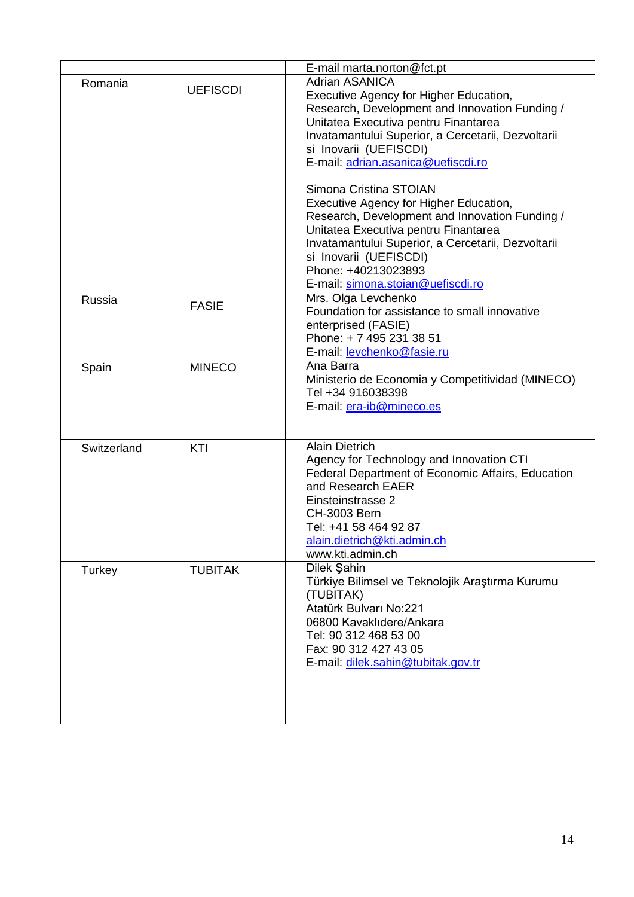| | | |
|---|---|---|
| | | E-mail marta.norton@fct.pt |
| Romania | UEFISCDI | Adrian ASANICA<br>Executive Agency for Higher Education, Research, Development and Innovation Funding / Unitatea Executiva pentru Finantarea Invatamantului Superior, a Cercetarii, Dezvoltarii si Inovarii (UEFISCDI)<br>E-mail: adrian.asanica@uefiscdi.ro<br><br>Simona Cristina STOIAN<br>Executive Agency for Higher Education, Research, Development and Innovation Funding / Unitatea Executiva pentru Finantarea Invatamantului Superior, a Cercetarii, Dezvoltarii si Inovarii (UEFISCDI)<br>Phone: +40213023893<br>E-mail: simona.stoian@uefiscdi.ro |
| Russia | FASIE | Mrs. Olga Levchenko<br>Foundation for assistance to small innovative enterprised (FASIE)<br>Phone: + 7 495 231 38 51<br>E-mail: levchenko@fasie.ru |
| Spain | MINECO | Ana Barra<br>Ministerio de Economia y Competitividad (MINECO)<br>Tel +34 916038398<br>E-mail: era-ib@mineco.es |
| Switzerland | KTI | Alain Dietrich<br>Agency for Technology and Innovation CTI<br>Federal Department of Economic Affairs, Education and Research EAER<br>Einsteinstrasse 2<br>CH-3003 Bern<br>Tel: +41 58 464 92 87<br>alain.dietrich@kti.admin.ch<br>www.kti.admin.ch |
| Turkey | TUBITAK | Dilek Şahin<br>Türkiye Bilimsel ve Teknolojik Araştırma Kurumu (TUBITAK)<br>Atatürk Bulvarı No:221<br>06800 Kavaklıdere/Ankara<br>Tel: 90 312 468 53 00<br>Fax: 90 312 427 43 05<br>E-mail: dilek.sahin@tubitak.gov.tr |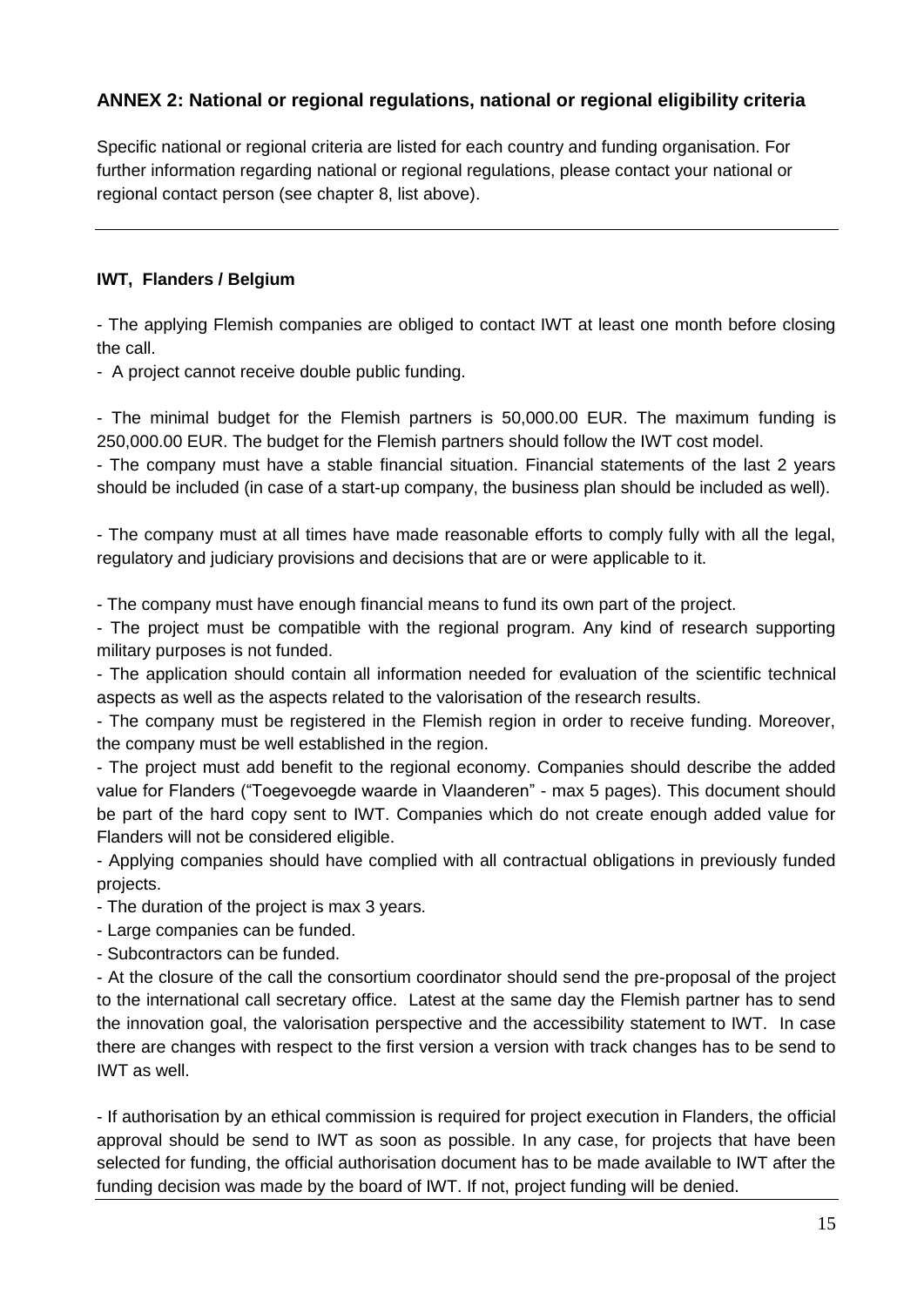## ANNEX 2: National or regional regulations, national or regional eligibility criteria

Specific national or regional criteria are listed for each country and funding organisation. For further information regarding national or regional regulations, please contact your national or regional contact person (see chapter 8, list above).

---

### IWT, Flanders / Belgium

- The applying Flemish companies are obliged to contact IWT at least one month before closing the call.
- A project cannot receive double public funding.

- The minimal budget for the Flemish partners is 50,000.00 EUR. The maximum funding is 250,000.00 EUR. The budget for the Flemish partners should follow the IWT cost model.
- The company must have a stable financial situation. Financial statements of the last 2 years should be included (in case of a start-up company, the business plan should be included as well).

- The company must at all times have made reasonable efforts to comply fully with all the legal, regulatory and judiciary provisions and decisions that are or were applicable to it.

- The company must have enough financial means to fund its own part of the project.
- The project must be compatible with the regional program. Any kind of research supporting military purposes is not funded.
- The application should contain all information needed for evaluation of the scientific technical aspects as well as the aspects related to the valorisation of the research results.
- The company must be registered in the Flemish region in order to receive funding. Moreover, the company must be well established in the region.
- The project must add benefit to the regional economy. Companies should describe the added value for Flanders ("Toegevoegde waarde in Vlaanderen" - max 5 pages). This document should be part of the hard copy sent to IWT. Companies which do not create enough added value for Flanders will not be considered eligible.
- Applying companies should have complied with all contractual obligations in previously funded projects.
- The duration of the project is max 3 years.
- Large companies can be funded.
- Subcontractors can be funded.
- At the closure of the call the consortium coordinator should send the pre-proposal of the project to the international call secretary office. Latest at the same day the Flemish partner has to send the innovation goal, the valorisation perspective and the accessibility statement to IWT. In case there are changes with respect to the first version a version with track changes has to be send to IWT as well.

- If authorisation by an ethical commission is required for project execution in Flanders, the official approval should be send to IWT as soon as possible. In any case, for projects that have been selected for funding, the official authorisation document has to be made available to IWT after the funding decision was made by the board of IWT. If not, project funding will be denied.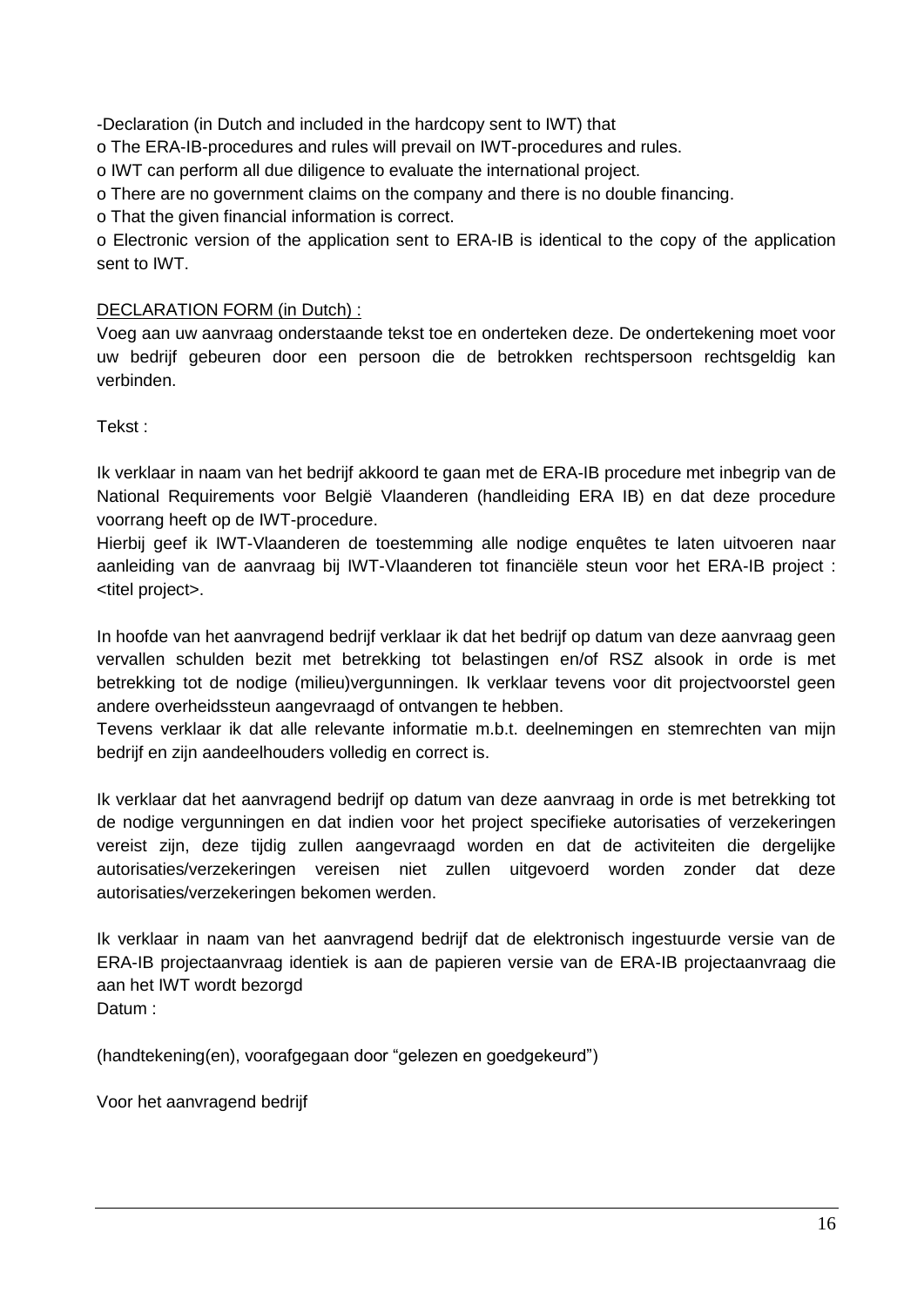-Declaration (in Dutch and included in the hardcopy sent to IWT) that

o The ERA-IB-procedures and rules will prevail on IWT-procedures and rules.

o IWT can perform all due diligence to evaluate the international project.

o There are no government claims on the company and there is no double financing.

o That the given financial information is correct.

o Electronic version of the application sent to ERA-IB is identical to the copy of the application sent to IWT.

<u>DECLARATION FORM (in Dutch) :</u>

Voeg aan uw aanvraag onderstaande tekst toe en onderteken deze. De ondertekening moet voor uw bedrijf gebeuren door een persoon die de betrokken rechtspersoon rechtsgeldig kan verbinden.

Tekst :

Ik verklaar in naam van het bedrijf akkoord te gaan met de ERA-IB procedure met inbegrip van de National Requirements voor België Vlaanderen (handleiding ERA IB) en dat deze procedure voorrang heeft op de IWT-procedure.

Hierbij geef ik IWT-Vlaanderen de toestemming alle nodige enquêtes te laten uitvoeren naar aanleiding van de aanvraag bij IWT-Vlaanderen tot financiële steun voor het ERA-IB project : <titel project>.

In hoofde van het aanvragend bedrijf verklaar ik dat het bedrijf op datum van deze aanvraag geen vervallen schulden bezit met betrekking tot belastingen en/of RSZ alsook in orde is met betrekking tot de nodige (milieu)vergunningen. Ik verklaar tevens voor dit projectvoorstel geen andere overheidssteun aangevraagd of ontvangen te hebben.

Tevens verklaar ik dat alle relevante informatie m.b.t. deelnemingen en stemrechten van mijn bedrijf en zijn aandeelhouders volledig en correct is.

Ik verklaar dat het aanvragend bedrijf op datum van deze aanvraag in orde is met betrekking tot de nodige vergunningen en dat indien voor het project specifieke autorisaties of verzekeringen vereist zijn, deze tijdig zullen aangevraagd worden en dat de activiteiten die dergelijke autorisaties/verzekeringen vereisen niet zullen uitgevoerd worden zonder dat deze autorisaties/verzekeringen bekomen werden.

Ik verklaar in naam van het aanvragend bedrijf dat de elektronisch ingestuurde versie van de ERA-IB projectaanvraag identiek is aan de papieren versie van de ERA-IB projectaanvraag die aan het IWT wordt bezorgd

Datum :

(handtekening(en), voorafgegaan door "gelezen en goedgekeurd")

Voor het aanvragend bedrijf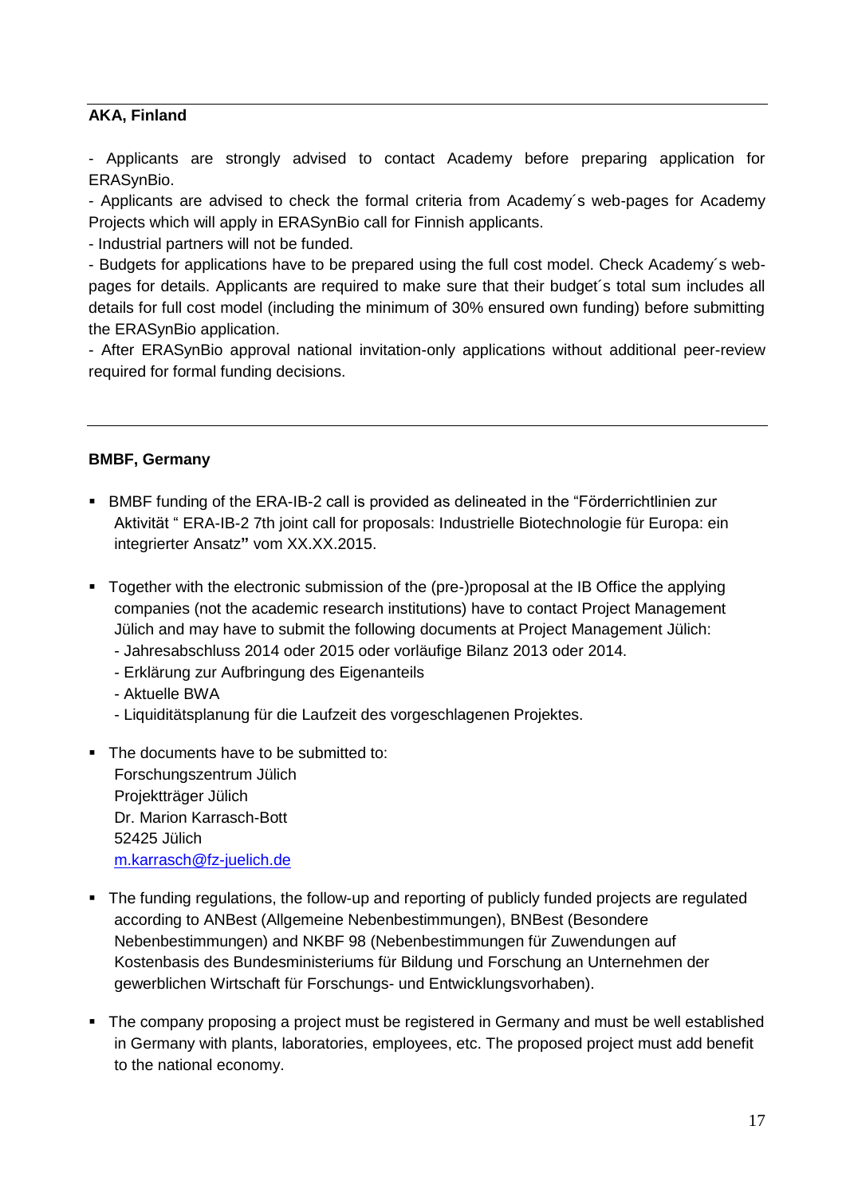**AKA, Finland**

- Applicants are strongly advised to contact Academy before preparing application for ERASynBio.
- Applicants are advised to check the formal criteria from Academy´s web-pages for Academy Projects which will apply in ERASynBio call for Finnish applicants.
- Industrial partners will not be funded.
- Budgets for applications have to be prepared using the full cost model. Check Academy´s web-pages for details. Applicants are required to make sure that their budget´s total sum includes all details for full cost model (including the minimum of 30% ensured own funding) before submitting the ERASynBio application.
- After ERASynBio approval national invitation-only applications without additional peer-review required for formal funding decisions.

---

**BMBF, Germany**

- BMBF funding of the ERA-IB-2 call is provided as delineated in the "Förderrichtlinien zur Aktivität " ERA-IB-2 7th joint call for proposals: Industrielle Biotechnologie für Europa: ein integrierter Ansatz**"** vom XX.XX.2015.

- Together with the electronic submission of the (pre-)proposal at the IB Office the applying companies (not the academic research institutions) have to contact Project Management Jülich and may have to submit the following documents at Project Management Jülich:
  - Jahresabschluss 2014 oder 2015 oder vorläufige Bilanz 2013 oder 2014.
  - Erklärung zur Aufbringung des Eigenanteils
  - Aktuelle BWA
  - Liquiditätsplanung für die Laufzeit des vorgeschlagenen Projektes.

- The documents have to be submitted to:
  Forschungszentrum Jülich
  Projektträger Jülich
  Dr. Marion Karrasch-Bott
  52425 Jülich
  m.karrasch@fz-juelich.de

- The funding regulations, the follow-up and reporting of publicly funded projects are regulated according to ANBest (Allgemeine Nebenbestimmungen), BNBest (Besondere Nebenbestimmungen) and NKBF 98 (Nebenbestimmungen für Zuwendungen auf Kostenbasis des Bundesministeriums für Bildung und Forschung an Unternehmen der gewerblichen Wirtschaft für Forschungs- und Entwicklungsvorhaben).

- The company proposing a project must be registered in Germany and must be well established in Germany with plants, laboratories, employees, etc. The proposed project must add benefit to the national economy.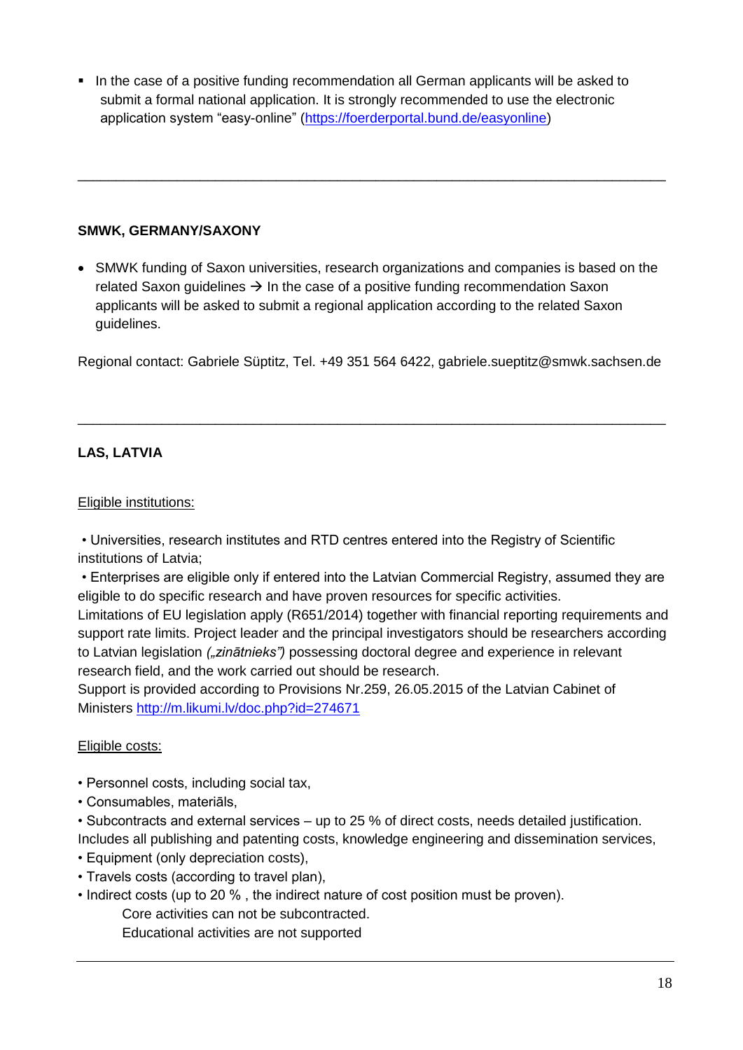- In the case of a positive funding recommendation all German applicants will be asked to submit a formal national application. It is strongly recommended to use the electronic application system “easy-online” ([https://foerderportal.bund.de/easyonline](https://foerderportal.bund.de/easyonline))

---

**SMWK, GERMANY/SAXONY**

- SMWK funding of Saxon universities, research organizations and companies is based on the related Saxon guidelines → In the case of a positive funding recommendation Saxon applicants will be asked to submit a regional application according to the related Saxon guidelines.

Regional contact: Gabriele Süptitz, Tel. +49 351 564 6422, gabriele.sueptitz@smwk.sachsen.de

---

**LAS, LATVIA**

Eligible institutions:

• Universities, research institutes and RTD centres entered into the Registry of Scientific institutions of Latvia;

• Enterprises are eligible only if entered into the Latvian Commercial Registry, assumed they are eligible to do specific research and have proven resources for specific activities.

Limitations of EU legislation apply (R651/2014) together with financial reporting requirements and support rate limits. Project leader and the principal investigators should be researchers according to Latvian legislation *(„zinātnieks”)* possessing doctoral degree and experience in relevant research field, and the work carried out should be research.

Support is provided according to Provisions Nr.259, 26.05.2015 of the Latvian Cabinet of Ministers [http://m.likumi.lv/doc.php?id=274671](http://m.likumi.lv/doc.php?id=274671)

Eligible costs:

• Personnel costs, including social tax,

• Consumables, materiāls,

• Subcontracts and external services – up to 25 % of direct costs, needs detailed justification. Includes all publishing and patenting costs, knowledge engineering and dissemination services,

• Equipment (only depreciation costs),

• Travels costs (according to travel plan),

• Indirect costs (up to 20 % , the indirect nature of cost position must be proven).

Core activities can not be subcontracted.

Educational activities are not supported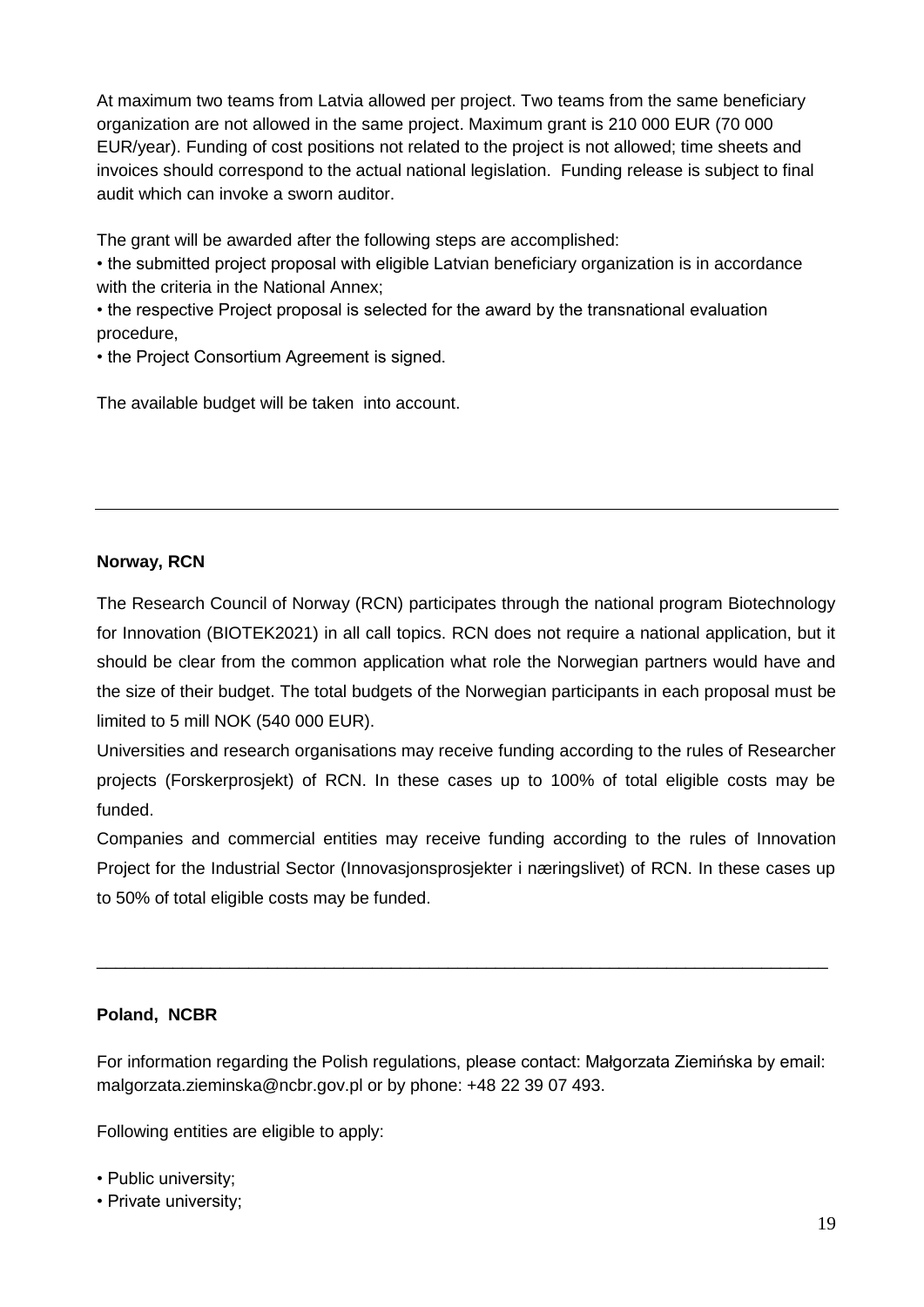At maximum two teams from Latvia allowed per project. Two teams from the same beneficiary organization are not allowed in the same project. Maximum grant is 210 000 EUR (70 000 EUR/year). Funding of cost positions not related to the project is not allowed; time sheets and invoices should correspond to the actual national legislation. Funding release is subject to final audit which can invoke a sworn auditor.

The grant will be awarded after the following steps are accomplished:

• the submitted project proposal with eligible Latvian beneficiary organization is in accordance with the criteria in the National Annex;

• the respective Project proposal is selected for the award by the transnational evaluation procedure,

• the Project Consortium Agreement is signed.

The available budget will be taken into account.

---

**Norway, RCN**

The Research Council of Norway (RCN) participates through the national program Biotechnology for Innovation (BIOTEK2021) in all call topics. RCN does not require a national application, but it should be clear from the common application what role the Norwegian partners would have and the size of their budget. The total budgets of the Norwegian participants in each proposal must be limited to 5 mill NOK (540 000 EUR).

Universities and research organisations may receive funding according to the rules of Researcher projects (Forskerprosjekt) of RCN. In these cases up to 100% of total eligible costs may be funded.

Companies and commercial entities may receive funding according to the rules of Innovation Project for the Industrial Sector (Innovasjonsprosjekter i næringslivet) of RCN. In these cases up to 50% of total eligible costs may be funded.

---

**Poland, NCBR**

For information regarding the Polish regulations, please contact: Małgorzata Ziemińska by email: malgorzata.zieminska@ncbr.gov.pl or by phone: +48 22 39 07 493.

Following entities are eligible to apply:

• Public university;
• Private university;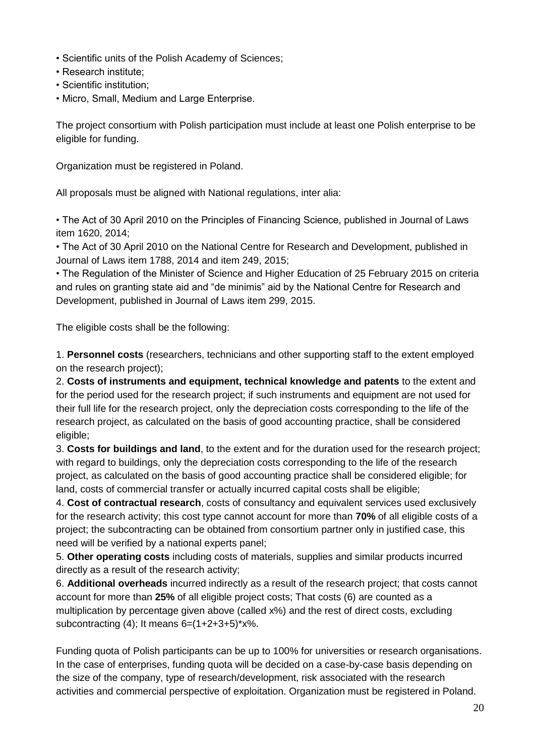- Scientific units of the Polish Academy of Sciences;
- Research institute;
- Scientific institution;
- Micro, Small, Medium and Large Enterprise.

The project consortium with Polish participation must include at least one Polish enterprise to be eligible for funding.

Organization must be registered in Poland.

All proposals must be aligned with National regulations, inter alia:

- The Act of 30 April 2010 on the Principles of Financing Science, published in Journal of Laws item 1620, 2014;
- The Act of 30 April 2010 on the National Centre for Research and Development, published in Journal of Laws item 1788, 2014 and item 249, 2015;
- The Regulation of the Minister of Science and Higher Education of 25 February 2015 on criteria and rules on granting state aid and "de minimis" aid by the National Centre for Research and Development, published in Journal of Laws item 299, 2015.

The eligible costs shall be the following:

1. **Personnel costs** (researchers, technicians and other supporting staff to the extent employed on the research project);
2. **Costs of instruments and equipment, technical knowledge and patents** to the extent and for the period used for the research project; if such instruments and equipment are not used for their full life for the research project, only the depreciation costs corresponding to the life of the research project, as calculated on the basis of good accounting practice, shall be considered eligible;
3. **Costs for buildings and land**, to the extent and for the duration used for the research project; with regard to buildings, only the depreciation costs corresponding to the life of the research project, as calculated on the basis of good accounting practice shall be considered eligible; for land, costs of commercial transfer or actually incurred capital costs shall be eligible;
4. **Cost of contractual research**, costs of consultancy and equivalent services used exclusively for the research activity; this cost type cannot account for more than **70%** of all eligible costs of a project; the subcontracting can be obtained from consortium partner only in justified case, this need will be verified by a national experts panel;
5. **Other operating costs** including costs of materials, supplies and similar products incurred directly as a result of the research activity;
6. **Additional overheads** incurred indirectly as a result of the research project; that costs cannot account for more than **25%** of all eligible project costs; That costs (6) are counted as a multiplication by percentage given above (called x%) and the rest of direct costs, excluding subcontracting (4); It means 6=(1+2+3+5)*x%.

Funding quota of Polish participants can be up to 100% for universities or research organisations. In the case of enterprises, funding quota will be decided on a case-by-case basis depending on the size of the company, type of research/development, risk associated with the research activities and commercial perspective of exploitation. Organization must be registered in Poland.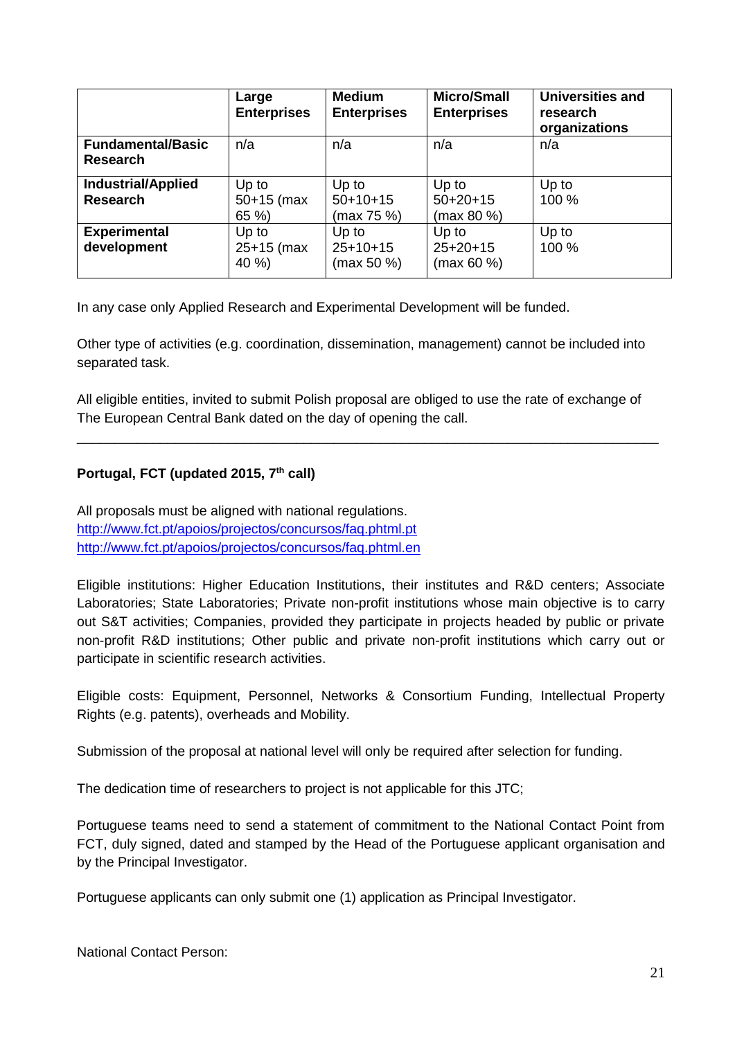| | **Large Enterprises** | **Medium Enterprises** | **Micro/Small Enterprises** | **Universities and research organizations** |
|---|---|---|---|---|
| **Fundamental/Basic Research** | n/a | n/a | n/a | n/a |
| **Industrial/Applied Research** | Up to 50+15 (max 65 %) | Up to 50+10+15 (max 75 %) | Up to 50+20+15 (max 80 %) | Up to 100 % |
| **Experimental development** | Up to 25+15 (max 40 %) | Up to 25+10+15 (max 50 %) | Up to 25+20+15 (max 60 %) | Up to 100 % |

In any case only Applied Research and Experimental Development will be funded.

Other type of activities (e.g. coordination, dissemination, management) cannot be included into separated task.

All eligible entities, invited to submit Polish proposal are obliged to use the rate of exchange of The European Central Bank dated on the day of opening the call.

---

**Portugal, FCT (updated 2015, 7th call)**

All proposals must be aligned with national regulations.
http://www.fct.pt/apoios/projectos/concursos/faq.phtml.pt
http://www.fct.pt/apoios/projectos/concursos/faq.phtml.en

Eligible institutions: Higher Education Institutions, their institutes and R&D centers; Associate Laboratories; State Laboratories; Private non-profit institutions whose main objective is to carry out S&T activities; Companies, provided they participate in projects headed by public or private non-profit R&D institutions; Other public and private non-profit institutions which carry out or participate in scientific research activities.

Eligible costs: Equipment, Personnel, Networks & Consortium Funding, Intellectual Property Rights (e.g. patents), overheads and Mobility.

Submission of the proposal at national level will only be required after selection for funding.

The dedication time of researchers to project is not applicable for this JTC;

Portuguese teams need to send a statement of commitment to the National Contact Point from FCT, duly signed, dated and stamped by the Head of the Portuguese applicant organisation and by the Principal Investigator.

Portuguese applicants can only submit one (1) application as Principal Investigator.

National Contact Person: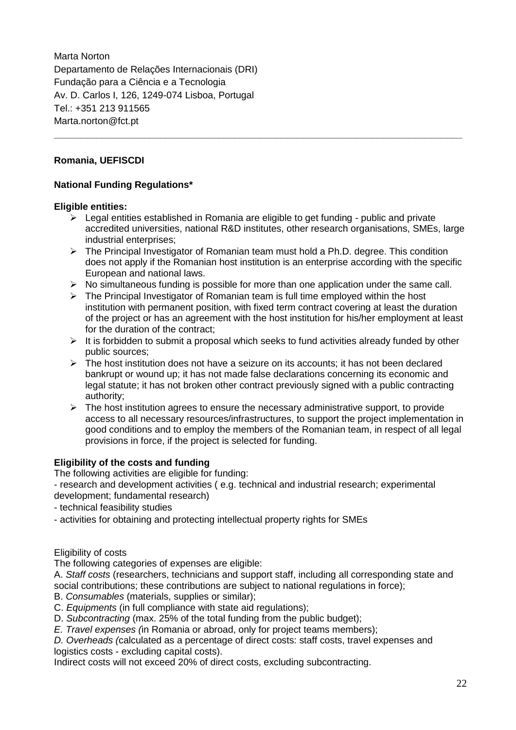Marta Norton
Departamento de Relações Internacionais (DRI)
Fundação para a Ciência e a Tecnologia
Av. D. Carlos I, 126, 1249-074 Lisboa, Portugal
Tel.: +351 213 911565
Marta.norton@fct.pt

---

**Romania, UEFISCDI**

**National Funding Regulations***

**Eligible entities:**

- Legal entities established in Romania are eligible to get funding - public and private accredited universities, national R&D institutes, other research organisations, SMEs, large industrial enterprises;
- The Principal Investigator of Romanian team must hold a Ph.D. degree. This condition does not apply if the Romanian host institution is an enterprise according with the specific European and national laws.
- No simultaneous funding is possible for more than one application under the same call.
- The Principal Investigator of Romanian team is full time employed within the host institution with permanent position, with fixed term contract covering at least the duration of the project or has an agreement with the host institution for his/her employment at least for the duration of the contract;
- It is forbidden to submit a proposal which seeks to fund activities already funded by other public sources;
- The host institution does not have a seizure on its accounts; it has not been declared bankrupt or wound up; it has not made false declarations concerning its economic and legal statute; it has not broken other contract previously signed with a public contracting authority;
- The host institution agrees to ensure the necessary administrative support, to provide access to all necessary resources/infrastructures, to support the project implementation in good conditions and to employ the members of the Romanian team, in respect of all legal provisions in force, if the project is selected for funding.

**Eligibility of the costs and funding**

The following activities are eligible for funding:

- research and development activities ( e.g. technical and industrial research; experimental development; fundamental research)
- technical feasibility studies
- activities for obtaining and protecting intellectual property rights for SMEs

Eligibility of costs

The following categories of expenses are eligible:

A. *Staff costs* (researchers, technicians and support staff, including all corresponding state and social contributions; these contributions are subject to national regulations in force);
B. *Consumables* (materials, supplies or similar);
C. *Equipments* (in full compliance with state aid regulations);
D. *Subcontracting* (max. 25% of the total funding from the public budget);
*E. Travel expenses (*in Romania or abroad, only for project teams members);
*D. Overheads (*calculated as a percentage of direct costs: staff costs, travel expenses and logistics costs - excluding capital costs).
Indirect costs will not exceed 20% of direct costs, excluding subcontracting.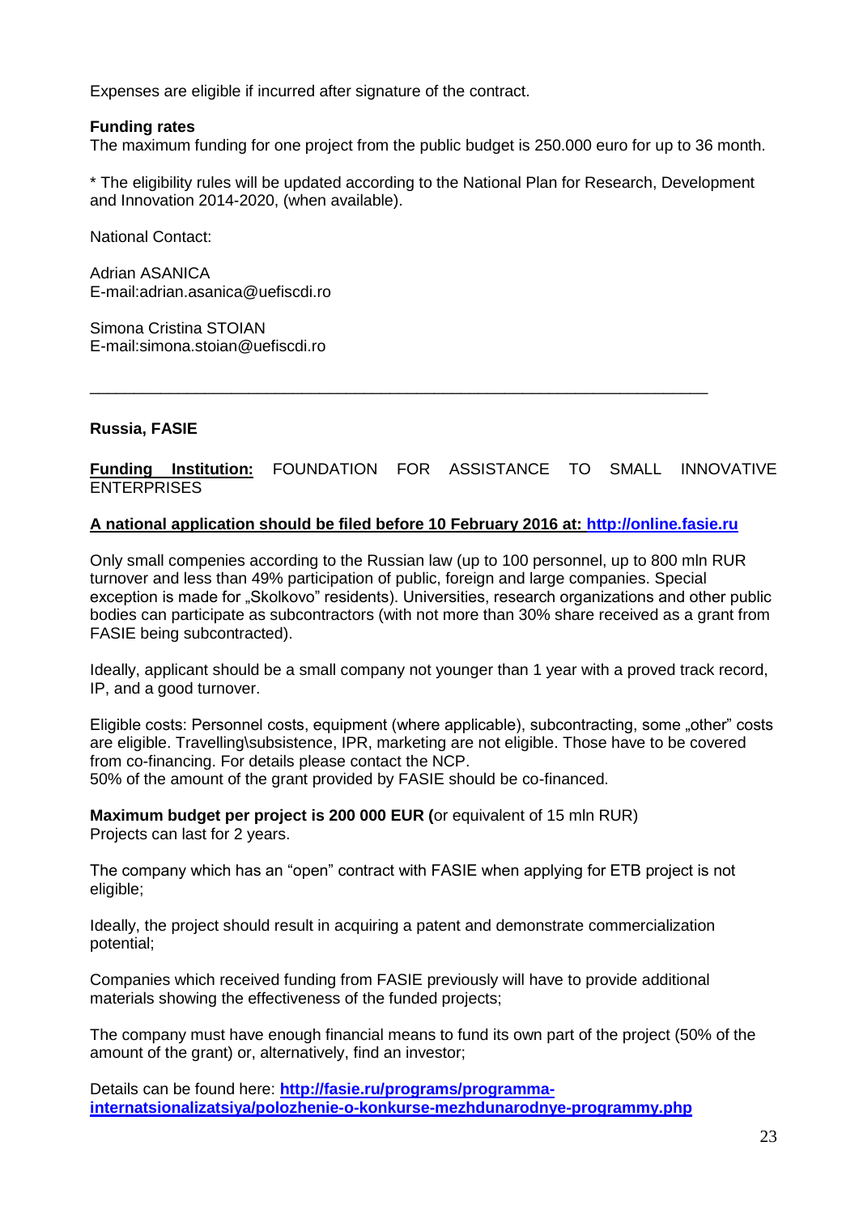Expenses are eligible if incurred after signature of the contract.

**Funding rates**
The maximum funding for one project from the public budget is 250.000 euro for up to 36 month.

* The eligibility rules will be updated according to the National Plan for Research, Development and Innovation 2014-2020, (when available).

National Contact:

Adrian ASANICA
E-mail:adrian.asanica@uefiscdi.ro

Simona Cristina STOIAN
E-mail:simona.stoian@uefiscdi.ro

---

**Russia, FASIE**

**Funding Institution:** FOUNDATION FOR ASSISTANCE TO SMALL INNOVATIVE ENTERPRISES

**A national application should be filed before 10 February 2016 at: http://online.fasie.ru**

Only small compenies according to the Russian law (up to 100 personnel, up to 800 mln RUR turnover and less than 49% participation of public, foreign and large companies. Special exception is made for „Skolkovo" residents). Universities, research organizations and other public bodies can participate as subcontractors (with not more than 30% share received as a grant from FASIE being subcontracted).

Ideally, applicant should be a small company not younger than 1 year with a proved track record, IP, and a good turnover.

Eligible costs: Personnel costs, equipment (where applicable), subcontracting, some „other" costs are eligible. Travelling\subsistence, IPR, marketing are not eligible. Those have to be covered from co-financing. For details please contact the NCP.
50% of the amount of the grant provided by FASIE should be co-financed.

**Maximum budget per project is 200 000 EUR (**or equivalent of 15 mln RUR)
Projects can last for 2 years.

The company which has an "open" contract with FASIE when applying for ETB project is not eligible;

Ideally, the project should result in acquiring a patent and demonstrate commercialization potential;

Companies which received funding from FASIE previously will have to provide additional materials showing the effectiveness of the funded projects;

The company must have enough financial means to fund its own part of the project (50% of the amount of the grant) or, alternatively, find an investor;

Details can be found here: **http://fasie.ru/programs/programma-internatsionalizatsiya/polozhenie-o-konkurse-mezhdunarodnye-programmy.php**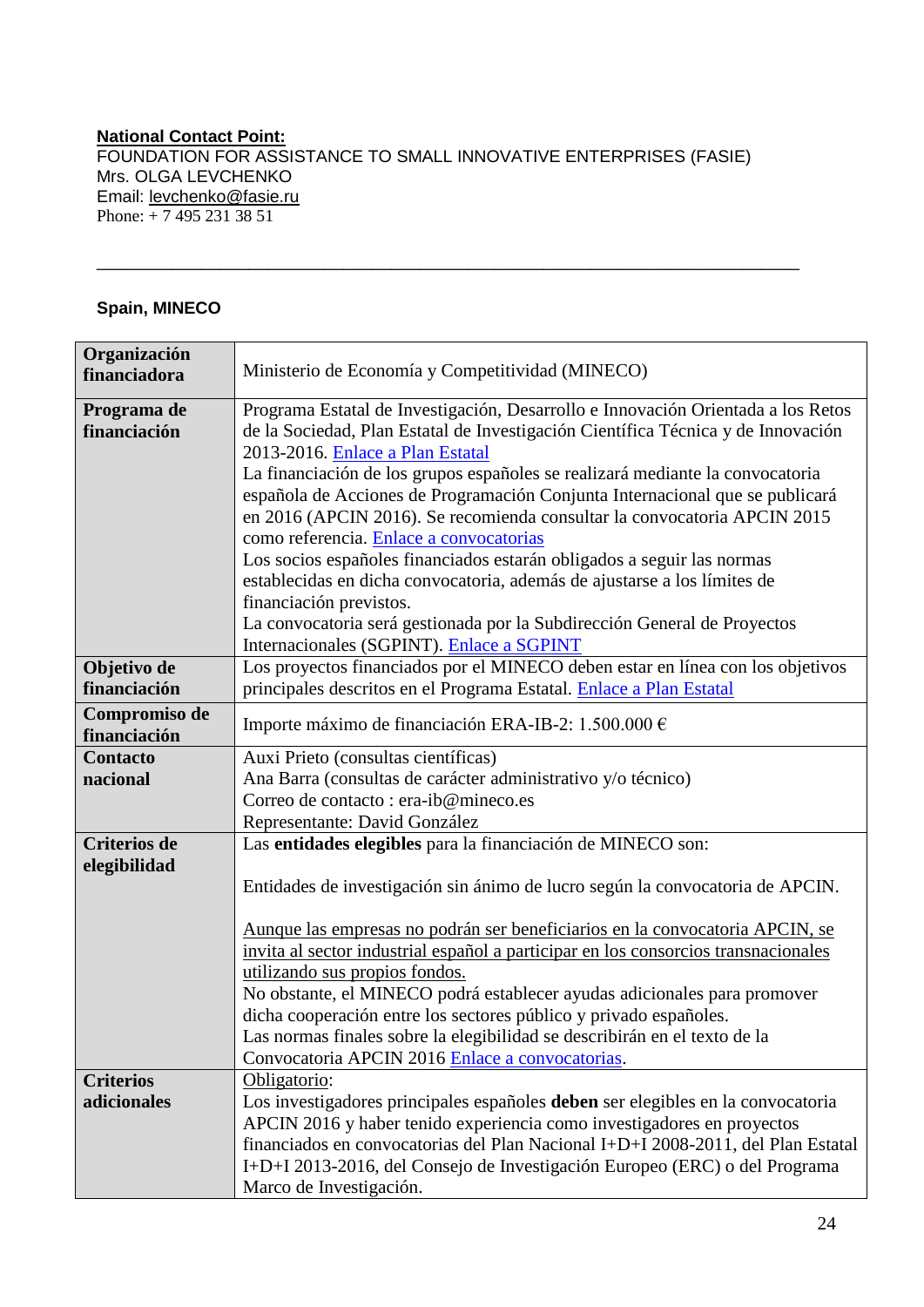**National Contact Point:**
FOUNDATION FOR ASSISTANCE TO SMALL INNOVATIVE ENTERPRISES (FASIE)
Mrs. OLGA LEVCHENKO
Email: levchenko@fasie.ru
Phone: + 7 495 231 38 51

---

**Spain, MINECO**

| | |
|---|---|
| **Organización financiadora** | Ministerio de Economía y Competitividad (MINECO) |
| **Programa de financiación** | Programa Estatal de Investigación, Desarrollo e Innovación Orientada a los Retos de la Sociedad, Plan Estatal de Investigación Científica Técnica y de Innovación 2013-2016. Enlace a Plan Estatal<br>La financiación de los grupos españoles se realizará mediante la convocatoria española de Acciones de Programación Conjunta Internacional que se publicará en 2016 (APCIN 2016). Se recomienda consultar la convocatoria APCIN 2015 como referencia. Enlace a convocatorias<br>Los socios españoles financiados estarán obligados a seguir las normas establecidas en dicha convocatoria, además de ajustarse a los límites de financiación previstos.<br>La convocatoria será gestionada por la Subdirección General de Proyectos Internacionales (SGPINT). Enlace a SGPINT |
| **Objetivo de financiación** | Los proyectos financiados por el MINECO deben estar en línea con los objetivos principales descritos en el Programa Estatal. Enlace a Plan Estatal |
| **Compromiso de financiación** | Importe máximo de financiación ERA-IB-2: 1.500.000 € |
| **Contacto nacional** | Auxi Prieto (consultas científicas)<br>Ana Barra (consultas de carácter administrativo y/o técnico)<br>Correo de contacto : era-ib@mineco.es<br>Representante: David González |
| **Criterios de elegibilidad** | Las **entidades elegibles** para la financiación de MINECO son:<br><br>Entidades de investigación sin ánimo de lucro según la convocatoria de APCIN.<br><br>Aunque las empresas no podrán ser beneficiarios en la convocatoria APCIN, se invita al sector industrial español a participar en los consorcios transnacionales utilizando sus propios fondos.<br>No obstante, el MINECO podrá establecer ayudas adicionales para promover dicha cooperación entre los sectores público y privado españoles.<br>Las normas finales sobre la elegibilidad se describirán en el texto de la Convocatoria APCIN 2016 Enlace a convocatorias. |
| **Criterios adicionales** | Obligatorio:<br>Los investigadores principales españoles **deben** ser elegibles en la convocatoria APCIN 2016 y haber tenido experiencia como investigadores en proyectos financiados en convocatorias del Plan Nacional I+D+I 2008-2011, del Plan Estatal I+D+I 2013-2016, del Consejo de Investigación Europeo (ERC) o del Programa Marco de Investigación. |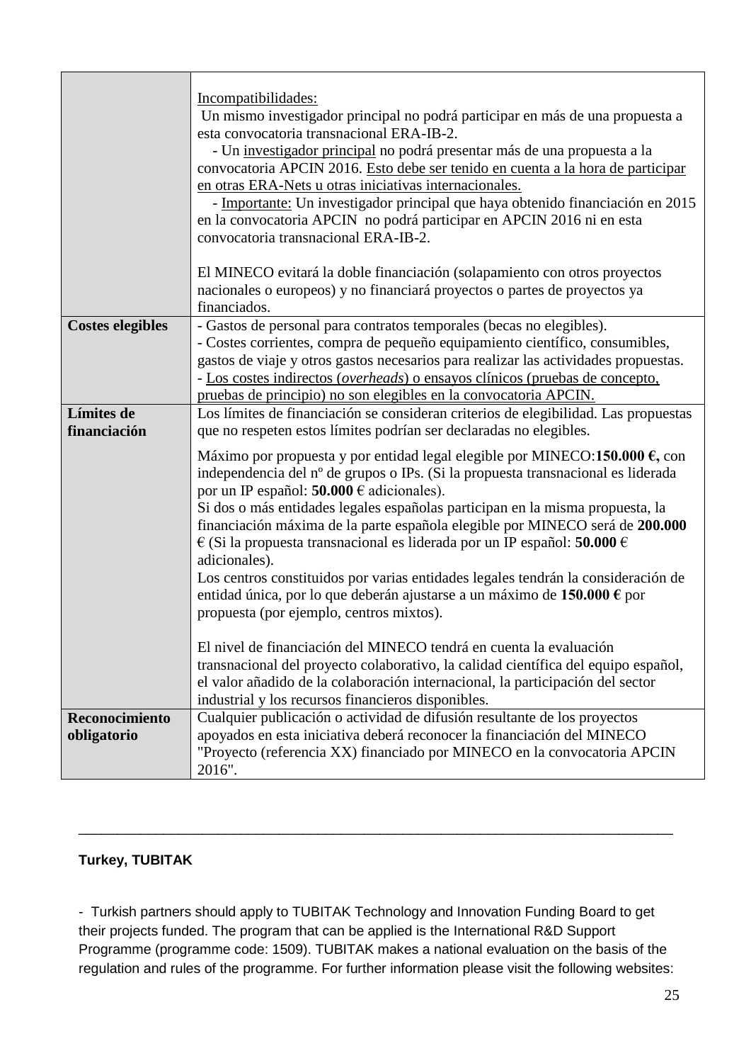| | |
|---|---|
| | Incompatibilidades:<br>Un mismo investigador principal no podrá participar en más de una propuesta a esta convocatoria transnacional ERA-IB-2.<br>- Un investigador principal no podrá presentar más de una propuesta a la convocatoria APCIN 2016. Esto debe ser tenido en cuenta a la hora de participar en otras ERA-Nets u otras iniciativas internacionales.<br>- Importante: Un investigador principal que haya obtenido financiación en 2015 en la convocatoria APCIN no podrá participar en APCIN 2016 ni en esta convocatoria transnacional ERA-IB-2.<br><br>El MINECO evitará la doble financiación (solapamiento con otros proyectos nacionales o europeos) y no financiará proyectos o partes de proyectos ya financiados. |
| **Costes elegibles** | - Gastos de personal para contratos temporales (becas no elegibles).<br>- Costes corrientes, compra de pequeño equipamiento científico, consumibles, gastos de viaje y otros gastos necesarios para realizar las actividades propuestas.<br>- Los costes indirectos (*overheads*) o ensayos clínicos (pruebas de concepto, pruebas de principio) no son elegibles en la convocatoria APCIN. |
| **Límites de financiación** | Los límites de financiación se consideran criterios de elegibilidad. Las propuestas que no respeten estos límites podrían ser declaradas no elegibles.<br><br>Máximo por propuesta y por entidad legal elegible por MINECO:**150.000 €,** con independencia del nº de grupos o IPs. (Si la propuesta transnacional es liderada por un IP español: **50.000** € adicionales).<br>Si dos o más entidades legales españolas participan en la misma propuesta, la financiación máxima de la parte española elegible por MINECO será de **200.000** € (Si la propuesta transnacional es liderada por un IP español: **50.000** € adicionales).<br>Los centros constituidos por varias entidades legales tendrán la consideración de entidad única, por lo que deberán ajustarse a un máximo de **150.000 €** por propuesta (por ejemplo, centros mixtos).<br><br>El nivel de financiación del MINECO tendrá en cuenta la evaluación transnacional del proyecto colaborativo, la calidad científica del equipo español, el valor añadido de la colaboración internacional, la participación del sector industrial y los recursos financieros disponibles. |
| **Reconocimiento obligatorio** | Cualquier publicación o actividad de difusión resultante de los proyectos apoyados en esta iniciativa deberá reconocer la financiación del MINECO "Proyecto (referencia XX) financiado por MINECO en la convocatoria APCIN 2016". |

---

**Turkey, TUBITAK**

- Turkish partners should apply to TUBITAK Technology and Innovation Funding Board to get their projects funded. The program that can be applied is the International R&D Support Programme (programme code: 1509). TUBITAK makes a national evaluation on the basis of the regulation and rules of the programme. For further information please visit the following websites: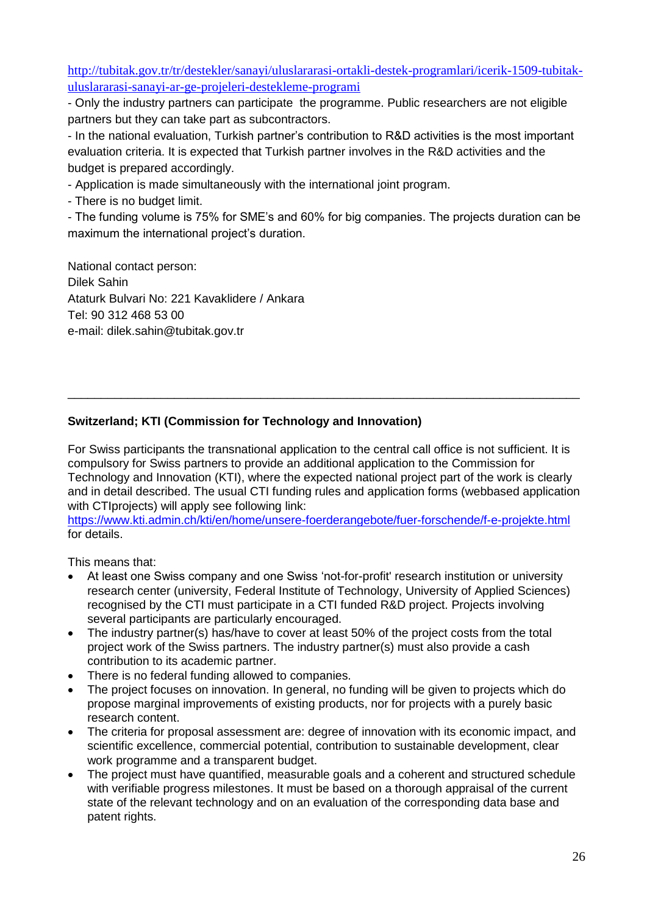[http://tubitak.gov.tr/tr/destekler/sanayi/uluslararasi-ortakli-destek-programlari/icerik-1509-tubitak-uluslararasi-sanayi-ar-ge-projeleri-destekleme-programi](http://tubitak.gov.tr/tr/destekler/sanayi/uluslararasi-ortakli-destek-programlari/icerik-1509-tubitak-uluslararasi-sanayi-ar-ge-projeleri-destekleme-programi)

- Only the industry partners can participate the programme. Public researchers are not eligible partners but they can take part as subcontractors.
- In the national evaluation, Turkish partner's contribution to R&D activities is the most important evaluation criteria. It is expected that Turkish partner involves in the R&D activities and the budget is prepared accordingly.
- Application is made simultaneously with the international joint program.
- There is no budget limit.
- The funding volume is 75% for SME's and 60% for big companies. The projects duration can be maximum the international project's duration.

National contact person:
Dilek Sahin
Ataturk Bulvari No: 221 Kavaklidere / Ankara
Tel: 90 312 468 53 00
e-mail: dilek.sahin@tubitak.gov.tr

---

**Switzerland; KTI (Commission for Technology and Innovation)**

For Swiss participants the transnational application to the central call office is not sufficient. It is compulsory for Swiss partners to provide an additional application to the Commission for Technology and Innovation (KTI), where the expected national project part of the work is clearly and in detail described. The usual CTI funding rules and application forms (webbased application with CTIprojects) will apply see following link:
[https://www.kti.admin.ch/kti/en/home/unsere-foerderangebote/fuer-forschende/f-e-projekte.html](https://www.kti.admin.ch/kti/en/home/unsere-foerderangebote/fuer-forschende/f-e-projekte.html) for details.

This means that:

- At least one Swiss company and one Swiss 'not-for-profit' research institution or university research center (university, Federal Institute of Technology, University of Applied Sciences) recognised by the CTI must participate in a CTI funded R&D project. Projects involving several participants are particularly encouraged.
- The industry partner(s) has/have to cover at least 50% of the project costs from the total project work of the Swiss partners. The industry partner(s) must also provide a cash contribution to its academic partner.
- There is no federal funding allowed to companies.
- The project focuses on innovation. In general, no funding will be given to projects which do propose marginal improvements of existing products, nor for projects with a purely basic research content.
- The criteria for proposal assessment are: degree of innovation with its economic impact, and scientific excellence, commercial potential, contribution to sustainable development, clear work programme and a transparent budget.
- The project must have quantified, measurable goals and a coherent and structured schedule with verifiable progress milestones. It must be based on a thorough appraisal of the current state of the relevant technology and on an evaluation of the corresponding data base and patent rights.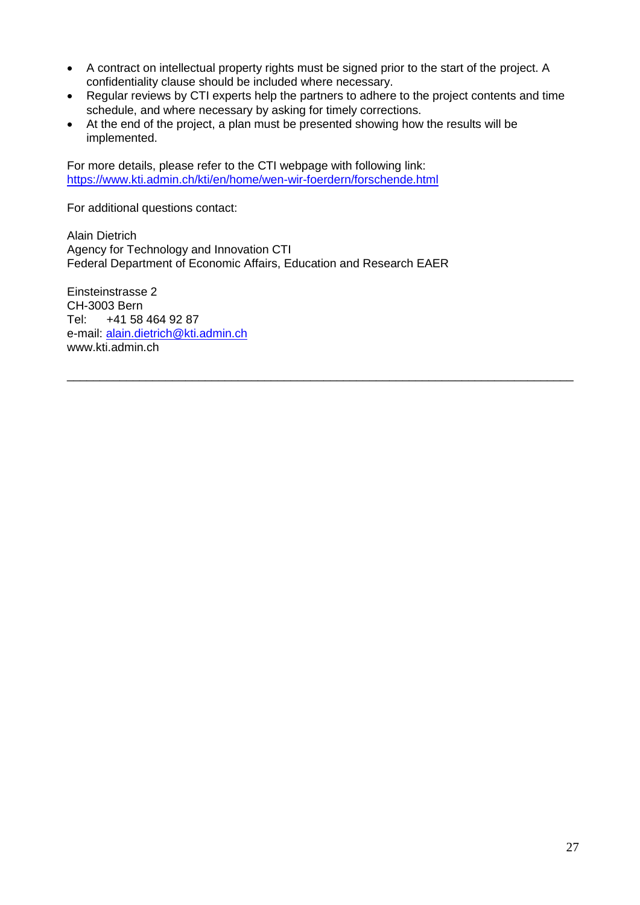- A contract on intellectual property rights must be signed prior to the start of the project. A confidentiality clause should be included where necessary.
- Regular reviews by CTI experts help the partners to adhere to the project contents and time schedule, and where necessary by asking for timely corrections.
- At the end of the project, a plan must be presented showing how the results will be implemented.

For more details, please refer to the CTI webpage with following link:
https://www.kti.admin.ch/kti/en/home/wen-wir-foerdern/forschende.html

For additional questions contact:

Alain Dietrich
Agency for Technology and Innovation CTI
Federal Department of Economic Affairs, Education and Research EAER

Einsteinstrasse 2
CH-3003 Bern
Tel: +41 58 464 92 87
e-mail: alain.dietrich@kti.admin.ch
www.kti.admin.ch

---